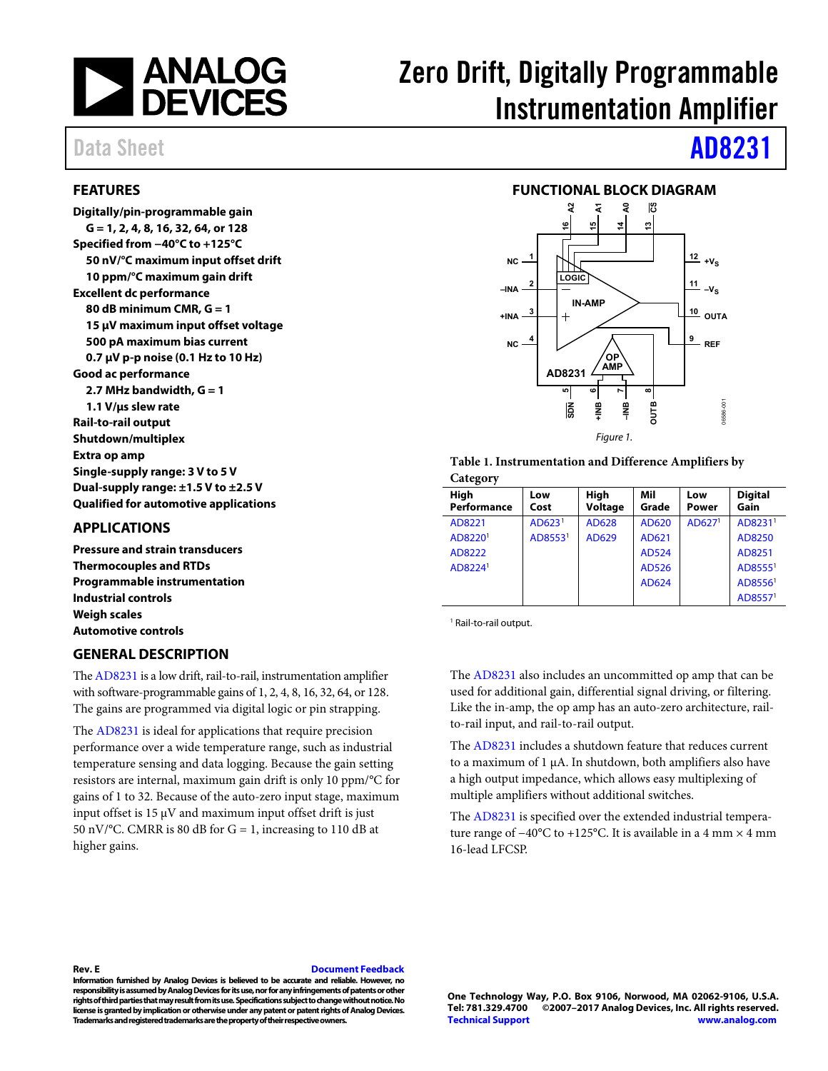# Zero Drift, Digitally Programmable Instrumentation Amplifier

Data Sheet **AD8231**

## FEATURES

**Digitally/pin-programmable gain**
- **G = 1, 2, 4, 8, 16, 32, 64, or 128**

**Specified from −40°C to +125°C**
- **50 nV/°C maximum input offset drift**
- **10 ppm/°C maximum gain drift**

**Excellent dc performance**
- **80 dB minimum CMR, G = 1**
- **15 μV maximum input offset voltage**
- **500 pA maximum bias current**
- **0.7 μV p-p noise (0.1 Hz to 10 Hz)**

**Good ac performance**
- **2.7 MHz bandwidth, G = 1**
- **1.1 V/μs slew rate**

**Rail-to-rail output**
**Shutdown/multiplex**
**Extra op amp**
**Single-supply range: 3 V to 5 V**
**Dual-supply range: ±1.5 V to ±2.5 V**
**Qualified for automotive applications**

## APPLICATIONS

**Pressure and strain transducers**
**Thermocouples and RTDs**
**Programmable instrumentation**
**Industrial controls**
**Weigh scales**
**Automotive controls**

## FUNCTIONAL BLOCK DIAGRAM

*Figure 1.*

**Table 1. Instrumentation and Difference Amplifiers by Category**

| High Performance | Low Cost | High Voltage | Mil Grade | Low Power | Digital Gain |
|---|---|---|---|---|---|
| AD8221 | AD623[1] | AD628 | AD620 | AD627[1] | AD8231[1] |
| AD8220[1] | AD8553[1] | AD629 | AD621 | | AD8250 |
| AD8222 | | | AD524 | | AD8251 |
| AD8224[1] | | | AD526 | | AD8555[1] |
| | | | AD624 | | AD8556[1] |
| | | | | | AD8557[1] |

[1] Rail-to-rail output.

## GENERAL DESCRIPTION

The AD8231 is a low drift, rail-to-rail, instrumentation amplifier with software-programmable gains of 1, 2, 4, 8, 16, 32, 64, or 128. The gains are programmed via digital logic or pin strapping.

The AD8231 is ideal for applications that require precision performance over a wide temperature range, such as industrial temperature sensing and data logging. Because the gain setting resistors are internal, maximum gain drift is only 10 ppm/°C for gains of 1 to 32. Because of the auto-zero input stage, maximum input offset is 15 μV and maximum input offset drift is just 50 nV/°C. CMRR is 80 dB for G = 1, increasing to 110 dB at higher gains.

The AD8231 also includes an uncommitted op amp that can be used for additional gain, differential signal driving, or filtering. Like the in-amp, the op amp has an auto-zero architecture, rail-to-rail input, and rail-to-rail output.

The AD8231 includes a shutdown feature that reduces current to a maximum of 1 μA. In shutdown, both amplifiers also have a high output impedance, which allows easy multiplexing of multiple amplifiers without additional switches.

The AD8231 is specified over the extended industrial temperature range of −40°C to +125°C. It is available in a 4 mm × 4 mm 16-lead LFCSP.

**Rev. E** Document Feedback

**Information furnished by Analog Devices is believed to be accurate and reliable. However, no responsibility is assumed by Analog Devices for its use, nor for any infringements of patents or other rights of third parties that may result from its use. Specifications subject to change without notice. No license is granted by implication or otherwise under any patent or patent rights of Analog Devices. Trademarks and registered trademarks are the property of their respective owners.**

**One Technology Way, P.O. Box 9106, Norwood, MA 02062-9106, U.S.A.**
**Tel: 781.329.4700 ©2007–2017 Analog Devices, Inc. All rights reserved.**
**Technical Support www.analog.com**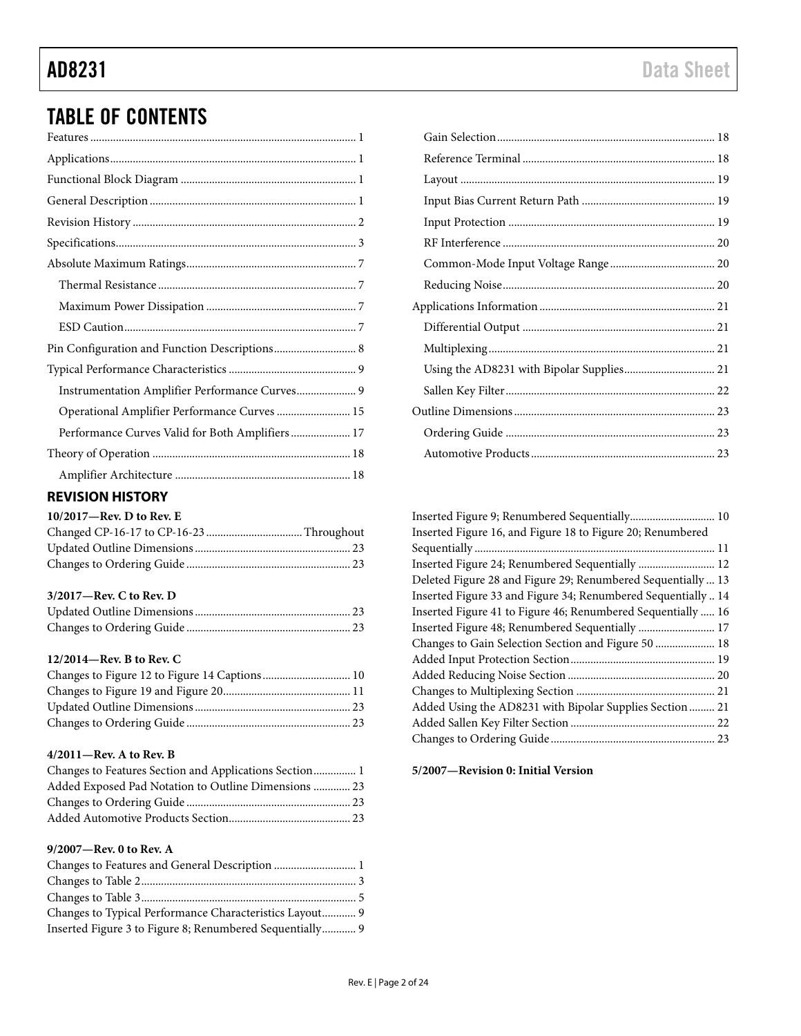# TABLE OF CONTENTS

Features ... 1
Applications ... 1
Functional Block Diagram ... 1
General Description ... 1
Revision History ... 2
Specifications ... 3
Absolute Maximum Ratings ... 7
- Thermal Resistance ... 7
- Maximum Power Dissipation ... 7
- ESD Caution ... 7

Pin Configuration and Function Descriptions ... 8
Typical Performance Characteristics ... 9
- Instrumentation Amplifier Performance Curves ... 9
- Operational Amplifier Performance Curves ... 15
- Performance Curves Valid for Both Amplifiers ... 17

Theory of Operation ... 18
- Amplifier Architecture ... 18
- Gain Selection ... 18
- Reference Terminal ... 18
- Layout ... 19
- Input Bias Current Return Path ... 19
- Input Protection ... 19
- RF Interference ... 20
- Common-Mode Input Voltage Range ... 20
- Reducing Noise ... 20

Applications Information ... 21
- Differential Output ... 21
- Multiplexing ... 21
- Using the AD8231 with Bipolar Supplies ... 21
- Sallen Key Filter ... 22

Outline Dimensions ... 23
- Ordering Guide ... 23
- Automotive Products ... 23

## REVISION HISTORY

**10/2017—Rev. D to Rev. E**

Changed CP-16-17 to CP-16-23 ... Throughout
Updated Outline Dimensions ... 23
Changes to Ordering Guide ... 23

**3/2017—Rev. C to Rev. D**

Updated Outline Dimensions ... 23
Changes to Ordering Guide ... 23

**12/2014—Rev. B to Rev. C**

Changes to Figure 12 to Figure 14 Captions ... 10
Changes to Figure 19 and Figure 20 ... 11
Updated Outline Dimensions ... 23
Changes to Ordering Guide ... 23

**4/2011—Rev. A to Rev. B**

Changes to Features Section and Applications Section ... 1
Added Exposed Pad Notation to Outline Dimensions ... 23
Changes to Ordering Guide ... 23
Added Automotive Products Section ... 23

**9/2007—Rev. 0 to Rev. A**

Changes to Features and General Description ... 1
Changes to Table 2 ... 3
Changes to Table 3 ... 5
Changes to Typical Performance Characteristics Layout ... 9
Inserted Figure 3 to Figure 8; Renumbered Sequentially ... 9
Inserted Figure 9; Renumbered Sequentially ... 10
Inserted Figure 16, and Figure 18 to Figure 20; Renumbered Sequentially ... 11
Inserted Figure 24; Renumbered Sequentially ... 12
Deleted Figure 28 and Figure 29; Renumbered Sequentially ... 13
Inserted Figure 33 and Figure 34; Renumbered Sequentially .. 14
Inserted Figure 41 to Figure 46; Renumbered Sequentially ... 16
Inserted Figure 48; Renumbered Sequentially ... 17
Changes to Gain Selection Section and Figure 50 ... 18
Added Input Protection Section ... 19
Added Reducing Noise Section ... 20
Changes to Multiplexing Section ... 21
Added Using the AD8231 with Bipolar Supplies Section ... 21
Added Sallen Key Filter Section ... 22
Changes to Ordering Guide ... 23

**5/2007—Revision 0: Initial Version**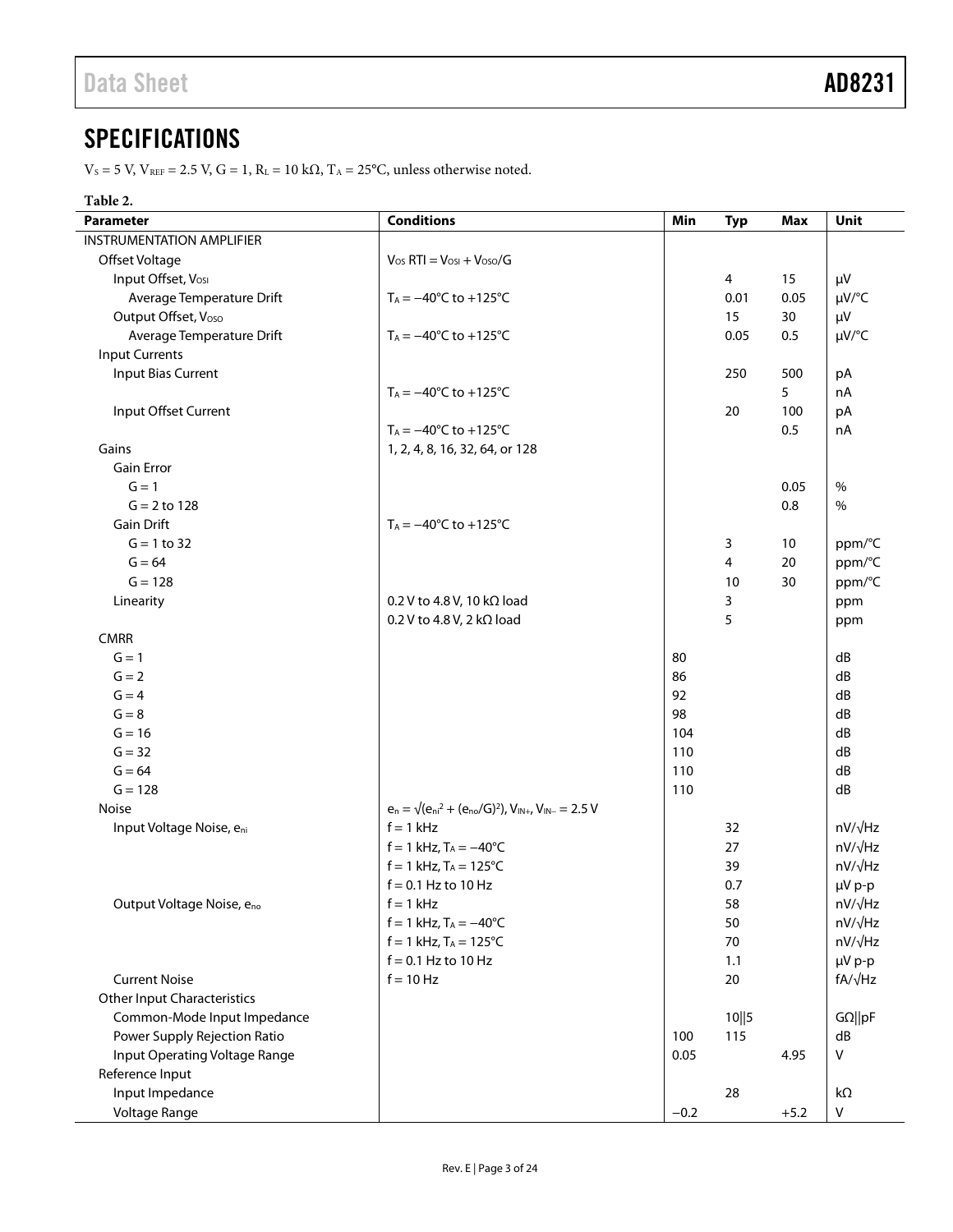## SPECIFICATIONS

$V_S$ = 5 V, $V_{REF}$ = 2.5 V, G = 1, $R_L$ = 10 kΩ, $T_A$ = 25°C, unless otherwise noted.

**Table 2.**

| Parameter | Conditions | Min | Typ | Max | Unit |
|---|---|---|---|---|---|
| INSTRUMENTATION AMPLIFIER | | | | | |
| Offset Voltage | $V_{OS}$ RTI = $V_{OSI}$ + $V_{OSO}$/G | | | | |
| Input Offset, $V_{OSI}$ | | | 4 | 15 | µV |
| Average Temperature Drift | $T_A$ = −40°C to +125°C | | 0.01 | 0.05 | µV/°C |
| Output Offset, $V_{OSO}$ | | | 15 | 30 | µV |
| Average Temperature Drift | $T_A$ = −40°C to +125°C | | 0.05 | 0.5 | µV/°C |
| Input Currents | | | | | |
| Input Bias Current | | | 250 | 500 | pA |
| | $T_A$ = −40°C to +125°C | | | 5 | nA |
| Input Offset Current | | | 20 | 100 | pA |
| | $T_A$ = −40°C to +125°C | | | 0.5 | nA |
| Gains | 1, 2, 4, 8, 16, 32, 64, or 128 | | | | |
| Gain Error | | | | | |
| G = 1 | | | | 0.05 | % |
| G = 2 to 128 | | | | 0.8 | % |
| Gain Drift | $T_A$ = −40°C to +125°C | | | | |
| G = 1 to 32 | | | 3 | 10 | ppm/°C |
| G = 64 | | | 4 | 20 | ppm/°C |
| G = 128 | | | 10 | 30 | ppm/°C |
| Linearity | 0.2 V to 4.8 V, 10 kΩ load | | 3 | | ppm |
| | 0.2 V to 4.8 V, 2 kΩ load | | 5 | | ppm |
| CMRR | | | | | |
| G = 1 | | 80 | | | dB |
| G = 2 | | 86 | | | dB |
| G = 4 | | 92 | | | dB |
| G = 8 | | 98 | | | dB |
| G = 16 | | 104 | | | dB |
| G = 32 | | 110 | | | dB |
| G = 64 | | 110 | | | dB |
| G = 128 | | 110 | | | dB |
| Noise | $e_n = \sqrt{(e_{ni}^2 + (e_{no}/G)^2)}$, $V_{IN+}$, $V_{IN-}$ = 2.5 V | | | | |
| Input Voltage Noise, $e_{ni}$ | f = 1 kHz | | 32 | | nV/√Hz |
| | f = 1 kHz, $T_A$ = −40°C | | 27 | | nV/√Hz |
| | f = 1 kHz, $T_A$ = 125°C | | 39 | | nV/√Hz |
| | f = 0.1 Hz to 10 Hz | | 0.7 | | µV p-p |
| Output Voltage Noise, $e_{no}$ | f = 1 kHz | | 58 | | nV/√Hz |
| | f = 1 kHz, $T_A$ = −40°C | | 50 | | nV/√Hz |
| | f = 1 kHz, $T_A$ = 125°C | | 70 | | nV/√Hz |
| | f = 0.1 Hz to 10 Hz | | 1.1 | | µV p-p |
| Current Noise | f = 10 Hz | | 20 | | fA/√Hz |
| Other Input Characteristics | | | | | |
| Common-Mode Input Impedance | | | 10‖5 | | GΩ‖pF |
| Power Supply Rejection Ratio | | 100 | 115 | | dB |
| Input Operating Voltage Range | | 0.05 | | 4.95 | V |
| Reference Input | | | | | |
| Input Impedance | | | 28 | | kΩ |
| Voltage Range | | −0.2 | | +5.2 | V |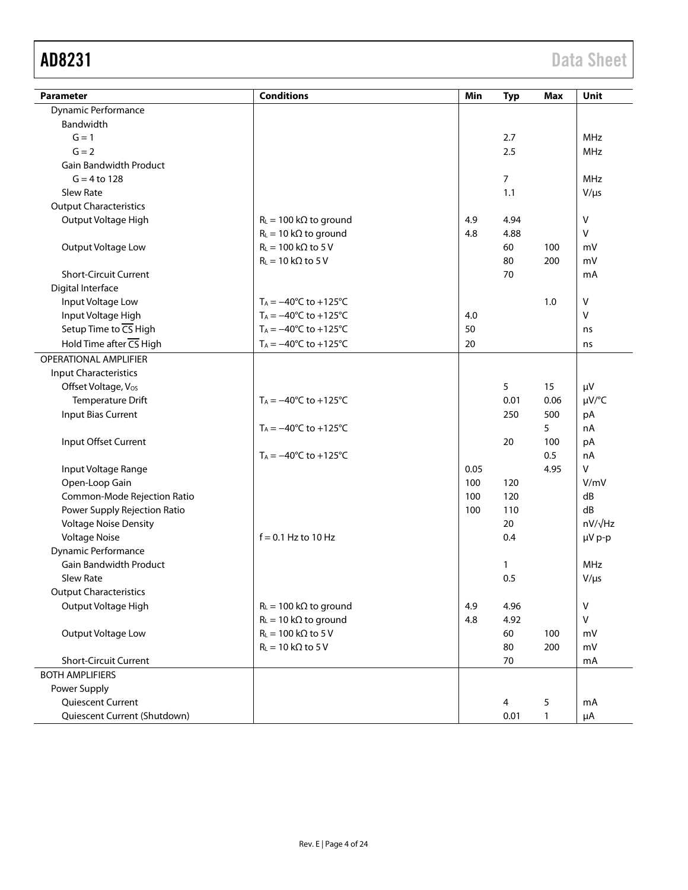| Parameter | Conditions | Min | Typ | Max | Unit |
|---|---|---|---|---|---|
| Dynamic Performance | | | | | |
| Bandwidth | | | | | |
| G = 1 | | | 2.7 | | MHz |
| G = 2 | | | 2.5 | | MHz |
| Gain Bandwidth Product | | | | | |
| G = 4 to 128 | | | 7 | | MHz |
| Slew Rate | | | 1.1 | | V/μs |
| Output Characteristics | | | | | |
| Output Voltage High | $R_L$ = 100 kΩ to ground | 4.9 | 4.94 | | V |
| | $R_L$ = 10 kΩ to ground | 4.8 | 4.88 | | V |
| Output Voltage Low | $R_L$ = 100 kΩ to 5 V | | 60 | 100 | mV |
| | $R_L$ = 10 kΩ to 5 V | | 80 | 200 | mV |
| Short-Circuit Current | | | 70 | | mA |
| Digital Interface | | | | | |
| Input Voltage Low | $T_A$ = −40°C to +125°C | | | 1.0 | V |
| Input Voltage High | $T_A$ = −40°C to +125°C | 4.0 | | | V |
| Setup Time to $\overline{CS}$ High | $T_A$ = −40°C to +125°C | 50 | | | ns |
| Hold Time after $\overline{CS}$ High | $T_A$ = −40°C to +125°C | 20 | | | ns |
| OPERATIONAL AMPLIFIER | | | | | |
| Input Characteristics | | | | | |
| Offset Voltage, $V_{OS}$ | | | 5 | 15 | μV |
| Temperature Drift | $T_A$ = −40°C to +125°C | | 0.01 | 0.06 | μV/°C |
| Input Bias Current | | | 250 | 500 | pA |
| | $T_A$ = −40°C to +125°C | | | 5 | nA |
| Input Offset Current | | | 20 | 100 | pA |
| | $T_A$ = −40°C to +125°C | | | 0.5 | nA |
| Input Voltage Range | | 0.05 | | 4.95 | V |
| Open-Loop Gain | | 100 | 120 | | V/mV |
| Common-Mode Rejection Ratio | | 100 | 120 | | dB |
| Power Supply Rejection Ratio | | 100 | 110 | | dB |
| Voltage Noise Density | | | 20 | | nV/√Hz |
| Voltage Noise | f = 0.1 Hz to 10 Hz | | 0.4 | | μV p-p |
| Dynamic Performance | | | | | |
| Gain Bandwidth Product | | | 1 | | MHz |
| Slew Rate | | | 0.5 | | V/μs |
| Output Characteristics | | | | | |
| Output Voltage High | $R_L$ = 100 kΩ to ground | 4.9 | 4.96 | | V |
| | $R_L$ = 10 kΩ to ground | 4.8 | 4.92 | | V |
| Output Voltage Low | $R_L$ = 100 kΩ to 5 V | | 60 | 100 | mV |
| | $R_L$ = 10 kΩ to 5 V | | 80 | 200 | mV |
| Short-Circuit Current | | | 70 | | mA |
| BOTH AMPLIFIERS | | | | | |
| Power Supply | | | | | |
| Quiescent Current | | | 4 | 5 | mA |
| Quiescent Current (Shutdown) | | | 0.01 | 1 | μA |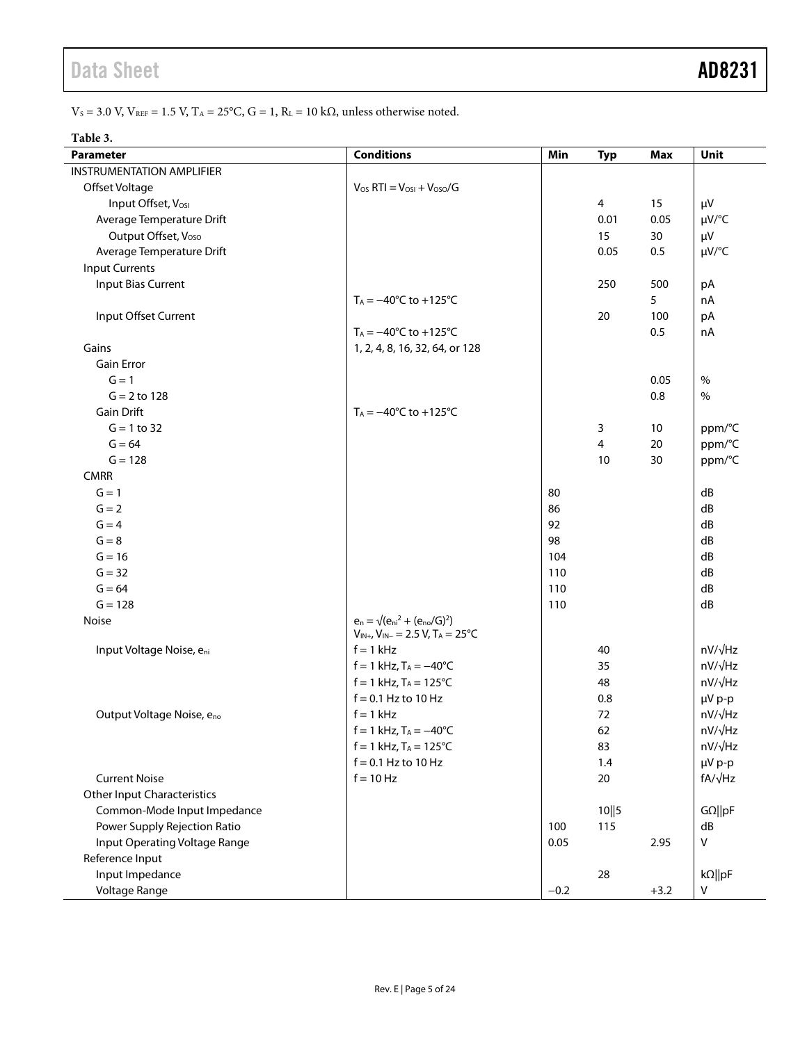$V_S$ = 3.0 V, $V_{REF}$ = 1.5 V, $T_A$ = 25°C, G = 1, $R_L$ = 10 kΩ, unless otherwise noted.

**Table 3.**

| Parameter | Conditions | Min | Typ | Max | Unit |
|---|---|---|---|---|---|
| INSTRUMENTATION AMPLIFIER | | | | | |
| Offset Voltage | $V_{OS}$ RTI = $V_{OSI}$ + $V_{OSO}$/G | | | | |
| Input Offset, $V_{OSI}$ | | | 4 | 15 | μV |
| Average Temperature Drift | | | 0.01 | 0.05 | μV/°C |
| Output Offset, $V_{OSO}$ | | | 15 | 30 | μV |
| Average Temperature Drift | | | 0.05 | 0.5 | μV/°C |
| Input Currents | | | | | |
| Input Bias Current | | | 250 | 500 | pA |
| | $T_A$ = −40°C to +125°C | | | 5 | nA |
| Input Offset Current | | | 20 | 100 | pA |
| | $T_A$ = −40°C to +125°C | | | 0.5 | nA |
| Gains | 1, 2, 4, 8, 16, 32, 64, or 128 | | | | |
| Gain Error | | | | | |
| G = 1 | | | | 0.05 | % |
| G = 2 to 128 | | | | 0.8 | % |
| Gain Drift | $T_A$ = −40°C to +125°C | | | | |
| G = 1 to 32 | | | 3 | 10 | ppm/°C |
| G = 64 | | | 4 | 20 | ppm/°C |
| G = 128 | | | 10 | 30 | ppm/°C |
| CMRR | | | | | |
| G = 1 | | 80 | | | dB |
| G = 2 | | 86 | | | dB |
| G = 4 | | 92 | | | dB |
| G = 8 | | 98 | | | dB |
| G = 16 | | 104 | | | dB |
| G = 32 | | 110 | | | dB |
| G = 64 | | 110 | | | dB |
| G = 128 | | 110 | | | dB |
| Noise | $e_n = \sqrt{(e_{ni}^2 + (e_{no}/G)^2)}$ $V_{IN+}$, $V_{IN-}$ = 2.5 V, $T_A$ = 25°C | | | | |
| Input Voltage Noise, $e_{ni}$ | f = 1 kHz | | 40 | | nV/√Hz |
| | f = 1 kHz, $T_A$ = −40°C | | 35 | | nV/√Hz |
| | f = 1 kHz, $T_A$ = 125°C | | 48 | | nV/√Hz |
| | f = 0.1 Hz to 10 Hz | | 0.8 | | μV p-p |
| Output Voltage Noise, $e_{no}$ | f = 1 kHz | | 72 | | nV/√Hz |
| | f = 1 kHz, $T_A$ = −40°C | | 62 | | nV/√Hz |
| | f = 1 kHz, $T_A$ = 125°C | | 83 | | nV/√Hz |
| | f = 0.1 Hz to 10 Hz | | 1.4 | | μV p-p |
| Current Noise | f = 10 Hz | | 20 | | fA/√Hz |
| Other Input Characteristics | | | | | |
| Common-Mode Input Impedance | | | 10‖5 | | GΩ‖pF |
| Power Supply Rejection Ratio | | 100 | 115 | | dB |
| Input Operating Voltage Range | | 0.05 | | 2.95 | V |
| Reference Input | | | | | |
| Input Impedance | | | 28 | | kΩ‖pF |
| Voltage Range | | −0.2 | | +3.2 | V |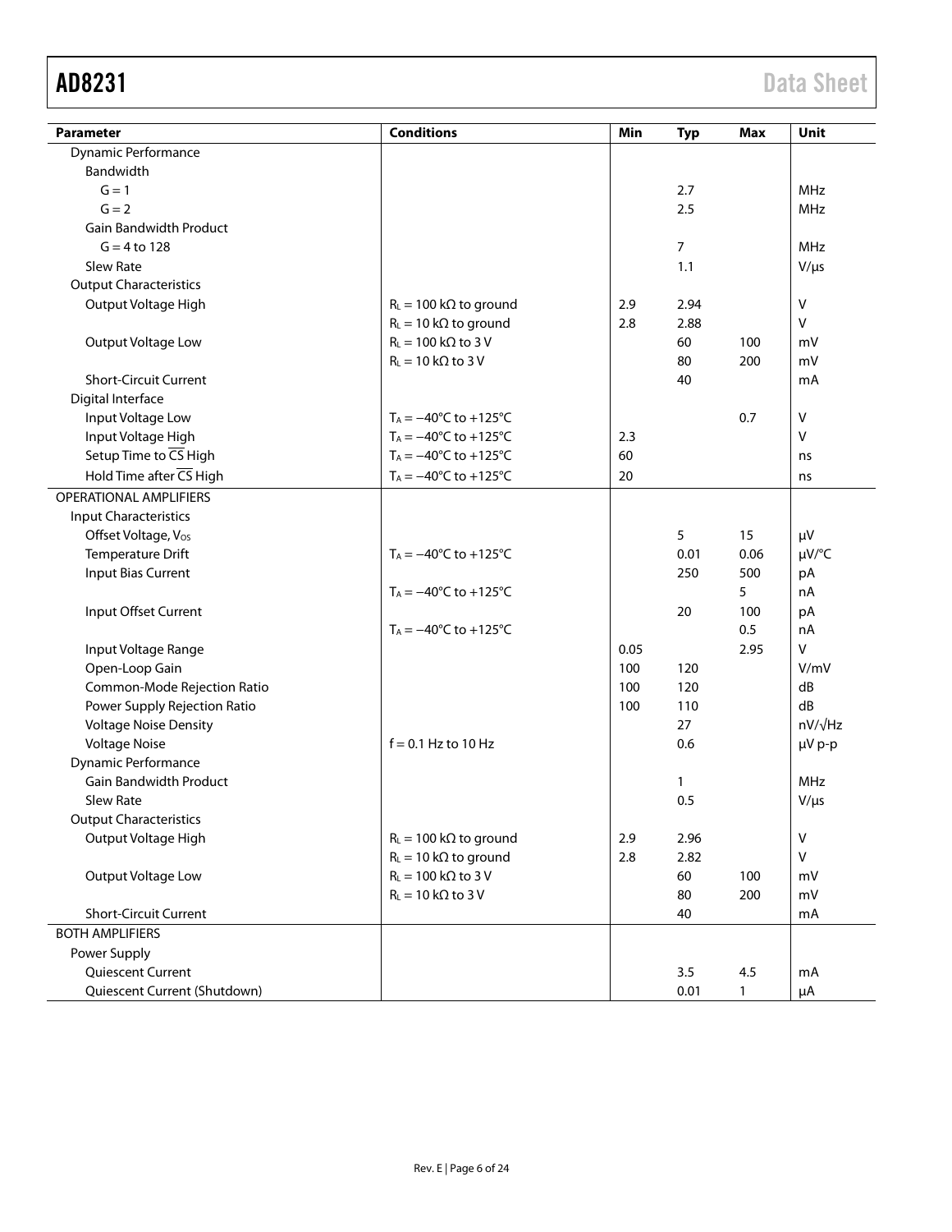| Parameter | Conditions | Min | Typ | Max | Unit |
|---|---|---|---|---|---|
| Dynamic Performance | | | | | |
| Bandwidth | | | | | |
| G = 1 | | | 2.7 | | MHz |
| G = 2 | | | 2.5 | | MHz |
| Gain Bandwidth Product | | | | | |
| G = 4 to 128 | | | 7 | | MHz |
| Slew Rate | | | 1.1 | | V/µs |
| Output Characteristics | | | | | |
| Output Voltage High | $R_L$ = 100 kΩ to ground | 2.9 | 2.94 | | V |
| | $R_L$ = 10 kΩ to ground | 2.8 | 2.88 | | V |
| Output Voltage Low | $R_L$ = 100 kΩ to 3 V | | 60 | 100 | mV |
| | $R_L$ = 10 kΩ to 3 V | | 80 | 200 | mV |
| Short-Circuit Current | | | 40 | | mA |
| Digital Interface | | | | | |
| Input Voltage Low | $T_A$ = −40°C to +125°C | | | 0.7 | V |
| Input Voltage High | $T_A$ = −40°C to +125°C | 2.3 | | | V |
| Setup Time to $\overline{CS}$ High | $T_A$ = −40°C to +125°C | 60 | | | ns |
| Hold Time after $\overline{CS}$ High | $T_A$ = −40°C to +125°C | 20 | | | ns |
| OPERATIONAL AMPLIFIERS | | | | | |
| Input Characteristics | | | | | |
| Offset Voltage, $V_{OS}$ | | | 5 | 15 | µV |
| Temperature Drift | $T_A$ = −40°C to +125°C | | 0.01 | 0.06 | µV/°C |
| Input Bias Current | | | 250 | 500 | pA |
| | $T_A$ = −40°C to +125°C | | | 5 | nA |
| Input Offset Current | | | 20 | 100 | pA |
| | $T_A$ = −40°C to +125°C | | | 0.5 | nA |
| Input Voltage Range | | 0.05 | | 2.95 | V |
| Open-Loop Gain | | 100 | 120 | | V/mV |
| Common-Mode Rejection Ratio | | 100 | 120 | | dB |
| Power Supply Rejection Ratio | | 100 | 110 | | dB |
| Voltage Noise Density | | | 27 | | nV/√Hz |
| Voltage Noise | f = 0.1 Hz to 10 Hz | | 0.6 | | µV p-p |
| Dynamic Performance | | | | | |
| Gain Bandwidth Product | | | 1 | | MHz |
| Slew Rate | | | 0.5 | | V/µs |
| Output Characteristics | | | | | |
| Output Voltage High | $R_L$ = 100 kΩ to ground | 2.9 | 2.96 | | V |
| | $R_L$ = 10 kΩ to ground | 2.8 | 2.82 | | V |
| Output Voltage Low | $R_L$ = 100 kΩ to 3 V | | 60 | 100 | mV |
| | $R_L$ = 10 kΩ to 3 V | | 80 | 200 | mV |
| Short-Circuit Current | | | 40 | | mA |
| BOTH AMPLIFIERS | | | | | |
| Power Supply | | | | | |
| Quiescent Current | | | 3.5 | 4.5 | mA |
| Quiescent Current (Shutdown) | | | 0.01 | 1 | µA |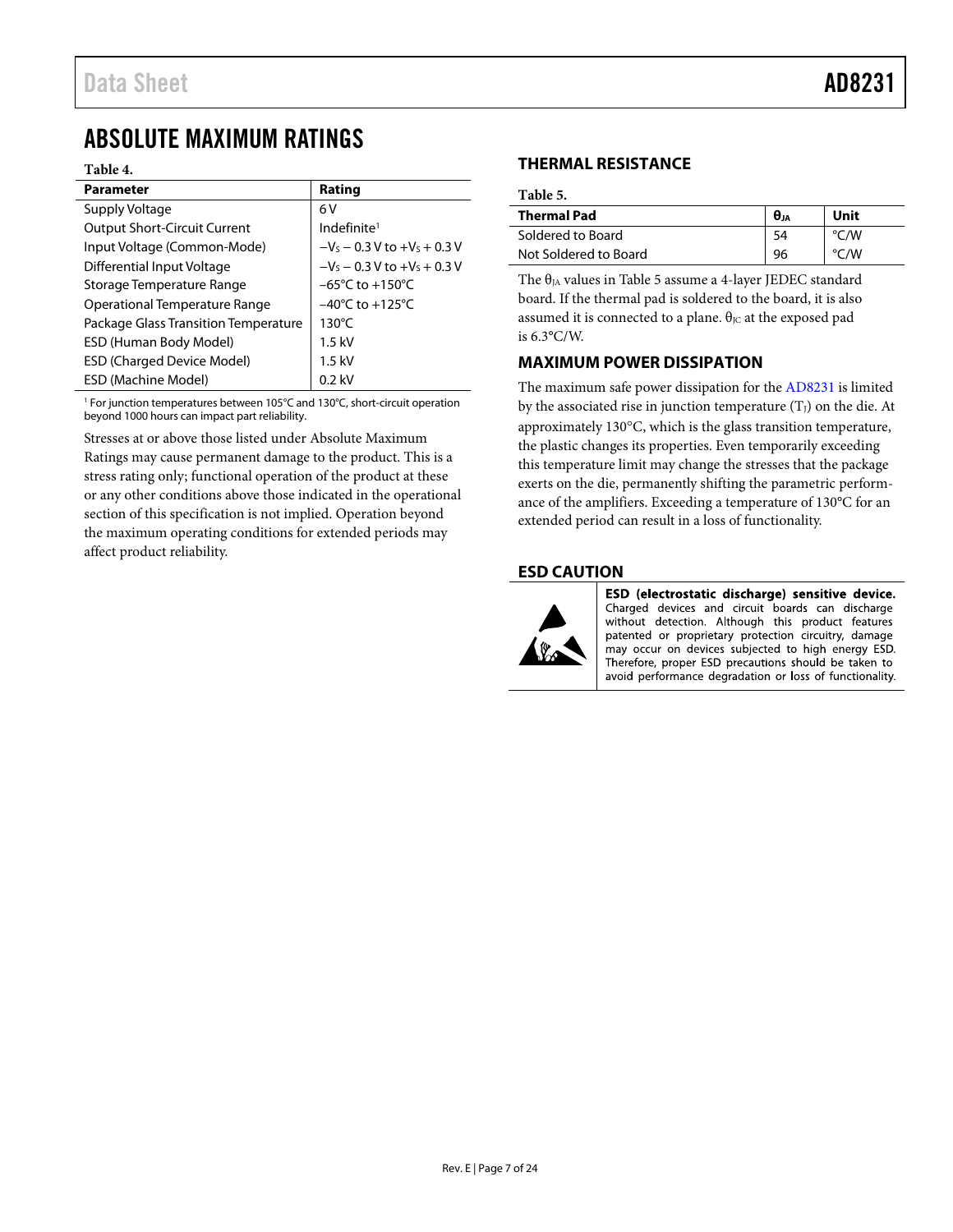# ABSOLUTE MAXIMUM RATINGS

**Table 4.**

| Parameter | Rating |
|---|---|
| Supply Voltage | 6 V |
| Output Short-Circuit Current | Indefinite[1] |
| Input Voltage (Common-Mode) | $-V_S - 0.3$ V to $+V_S + 0.3$ V |
| Differential Input Voltage | $-V_S - 0.3$ V to $+V_S + 0.3$ V |
| Storage Temperature Range | −65°C to +150°C |
| Operational Temperature Range | −40°C to +125°C |
| Package Glass Transition Temperature | 130°C |
| ESD (Human Body Model) | 1.5 kV |
| ESD (Charged Device Model) | 1.5 kV |
| ESD (Machine Model) | 0.2 kV |

[1] For junction temperatures between 105°C and 130°C, short-circuit operation beyond 1000 hours can impact part reliability.

Stresses at or above those listed under Absolute Maximum Ratings may cause permanent damage to the product. This is a stress rating only; functional operation of the product at these or any other conditions above those indicated in the operational section of this specification is not implied. Operation beyond the maximum operating conditions for extended periods may affect product reliability.

## THERMAL RESISTANCE

**Table 5.**

| Thermal Pad | $\theta_{JA}$ | Unit |
|---|---|---|
| Soldered to Board | 54 | °C/W |
| Not Soldered to Board | 96 | °C/W |

The $\theta_{JA}$ values in Table 5 assume a 4-layer JEDEC standard board. If the thermal pad is soldered to the board, it is also assumed it is connected to a plane. $\theta_{JC}$ at the exposed pad is 6.3°C/W.

## MAXIMUM POWER DISSIPATION

The maximum safe power dissipation for the AD8231 is limited by the associated rise in junction temperature ($T_J$) on the die. At approximately 130°C, which is the glass transition temperature, the plastic changes its properties. Even temporarily exceeding this temperature limit may change the stresses that the package exerts on the die, permanently shifting the parametric performance of the amplifiers. Exceeding a temperature of 130°C for an extended period can result in a loss of functionality.

## ESD CAUTION

**ESD (electrostatic discharge) sensitive device.** Charged devices and circuit boards can discharge without detection. Although this product features patented or proprietary protection circuitry, damage may occur on devices subjected to high energy ESD. Therefore, proper ESD precautions should be taken to avoid performance degradation or loss of functionality.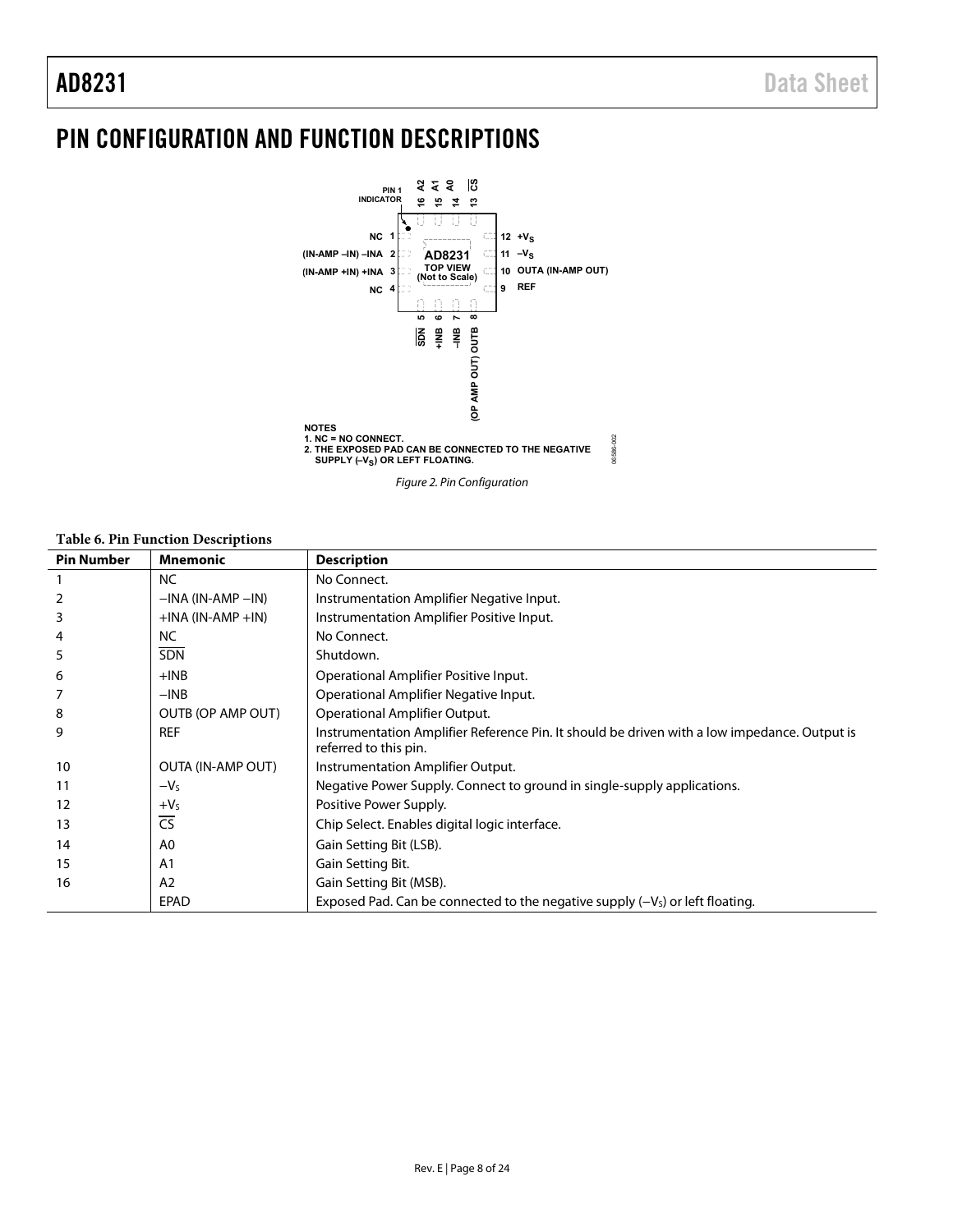# PIN CONFIGURATION AND FUNCTION DESCRIPTIONS

NOTES
1. NC = NO CONNECT.
2. THE EXPOSED PAD CAN BE CONNECTED TO THE NEGATIVE SUPPLY ($-V_S$) OR LEFT FLOATING.

*Figure 2. Pin Configuration*

**Table 6. Pin Function Descriptions**

| Pin Number | Mnemonic | Description |
| --- | --- | --- |
| 1 | NC | No Connect. |
| 2 | −INA (IN-AMP −IN) | Instrumentation Amplifier Negative Input. |
| 3 | +INA (IN-AMP +IN) | Instrumentation Amplifier Positive Input. |
| 4 | NC | No Connect. |
| 5 | $\overline{\text{SDN}}$ | Shutdown. |
| 6 | +INB | Operational Amplifier Positive Input. |
| 7 | −INB | Operational Amplifier Negative Input. |
| 8 | OUTB (OP AMP OUT) | Operational Amplifier Output. |
| 9 | REF | Instrumentation Amplifier Reference Pin. It should be driven with a low impedance. Output is referred to this pin. |
| 10 | OUTA (IN-AMP OUT) | Instrumentation Amplifier Output. |
| 11 | $-V_S$ | Negative Power Supply. Connect to ground in single-supply applications. |
| 12 | $+V_S$ | Positive Power Supply. |
| 13 | $\overline{\text{CS}}$ | Chip Select. Enables digital logic interface. |
| 14 | A0 | Gain Setting Bit (LSB). |
| 15 | A1 | Gain Setting Bit. |
| 16 | A2 | Gain Setting Bit (MSB). |
| | EPAD | Exposed Pad. Can be connected to the negative supply ($-V_S$) or left floating. |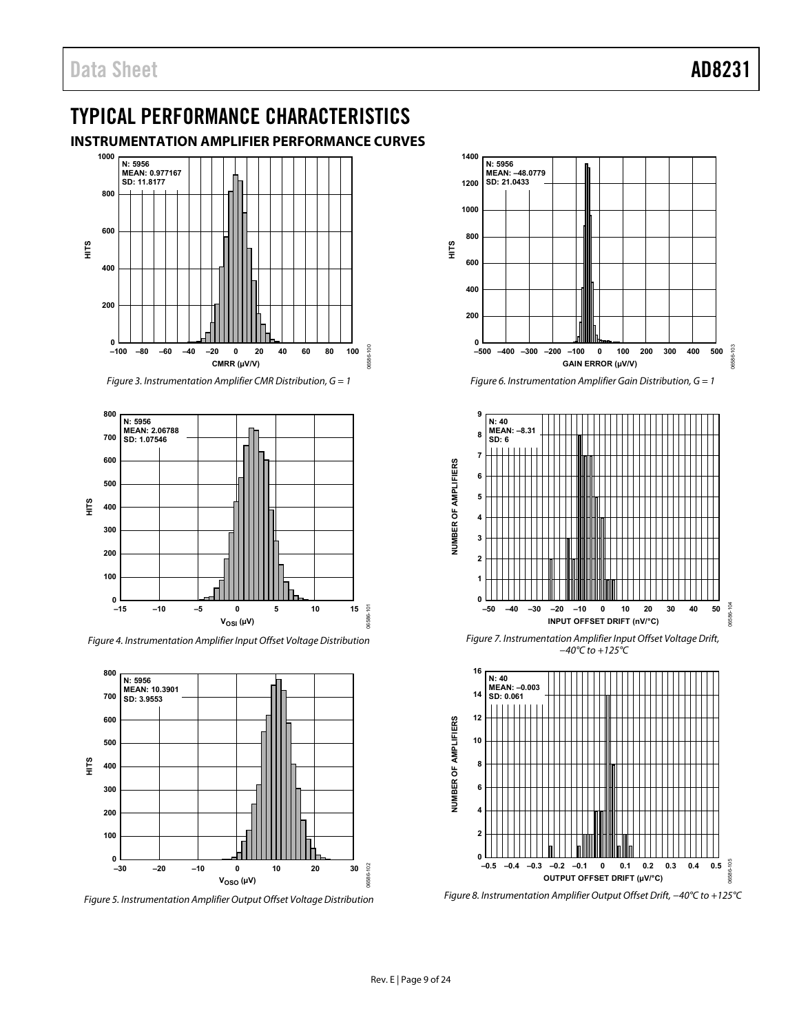# TYPICAL PERFORMANCE CHARACTERISTICS

## INSTRUMENTATION AMPLIFIER PERFORMANCE CURVES

Figure 3. Instrumentation Amplifier CMR Distribution, G = 1

Figure 4. Instrumentation Amplifier Input Offset Voltage Distribution

Figure 5. Instrumentation Amplifier Output Offset Voltage Distribution

Figure 6. Instrumentation Amplifier Gain Distribution, G = 1

Figure 7. Instrumentation Amplifier Input Offset Voltage Drift, −40°C to +125°C

Figure 8. Instrumentation Amplifier Output Offset Drift, −40°C to +125°C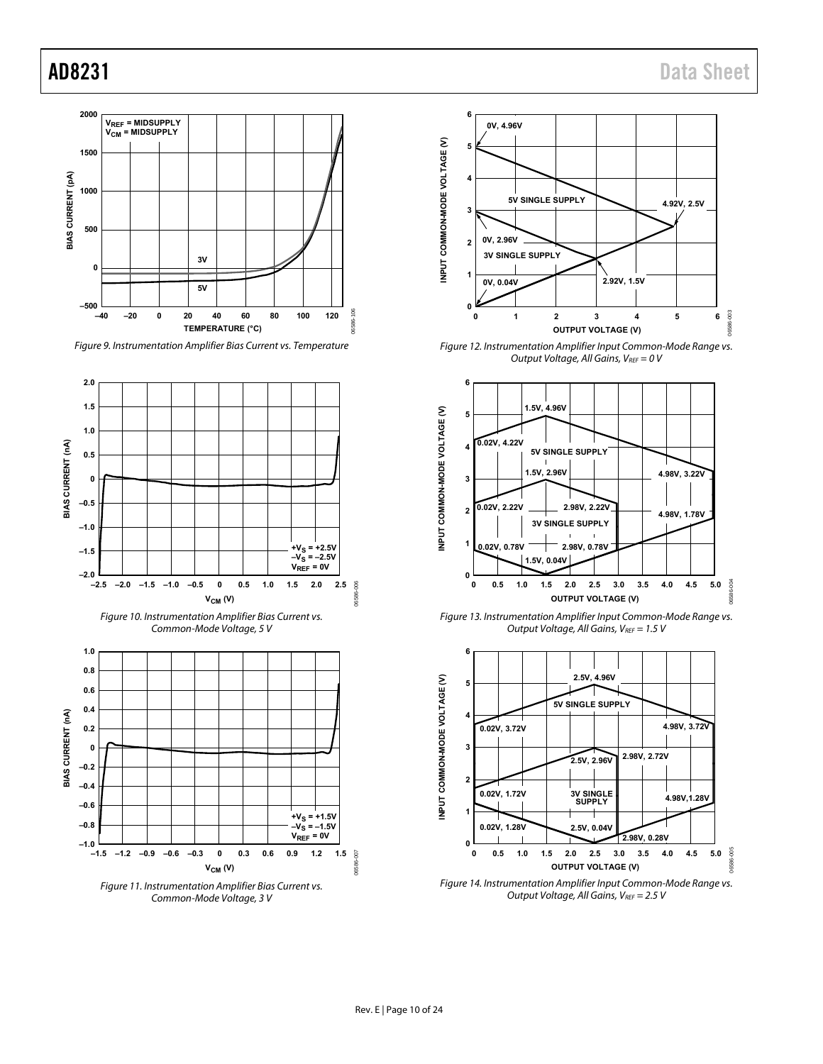Figure 9. Instrumentation Amplifier Bias Current vs. Temperature

Figure 10. Instrumentation Amplifier Bias Current vs. Common-Mode Voltage, 5 V

Figure 11. Instrumentation Amplifier Bias Current vs. Common-Mode Voltage, 3 V

Figure 12. Instrumentation Amplifier Input Common-Mode Range vs. Output Voltage, All Gains, $V_{REF}$ = 0 V

Figure 13. Instrumentation Amplifier Input Common-Mode Range vs. Output Voltage, All Gains, $V_{REF}$ = 1.5 V

Figure 14. Instrumentation Amplifier Input Common-Mode Range vs. Output Voltage, All Gains, $V_{REF}$ = 2.5 V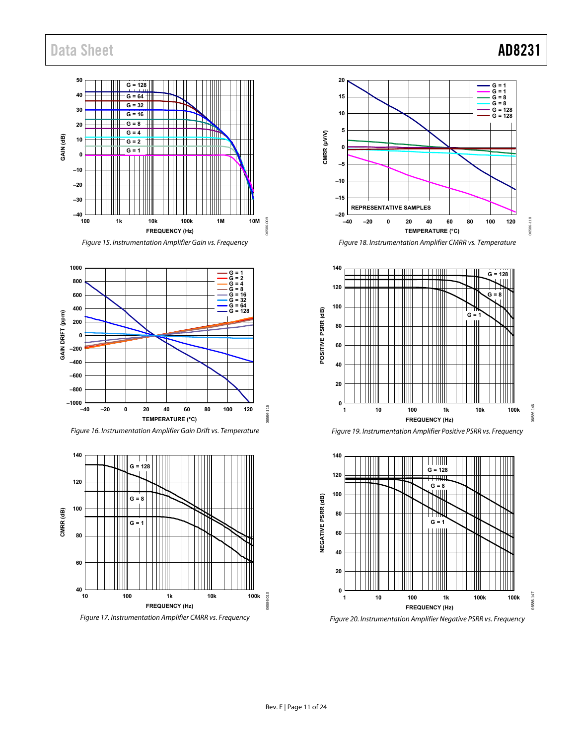Figure 15. Instrumentation Amplifier Gain vs. Frequency

Figure 16. Instrumentation Amplifier Gain Drift vs. Temperature

Figure 17. Instrumentation Amplifier CMRR vs. Frequency

Figure 18. Instrumentation Amplifier CMRR vs. Temperature

Figure 19. Instrumentation Amplifier Positive PSRR vs. Frequency

Figure 20. Instrumentation Amplifier Negative PSRR vs. Frequency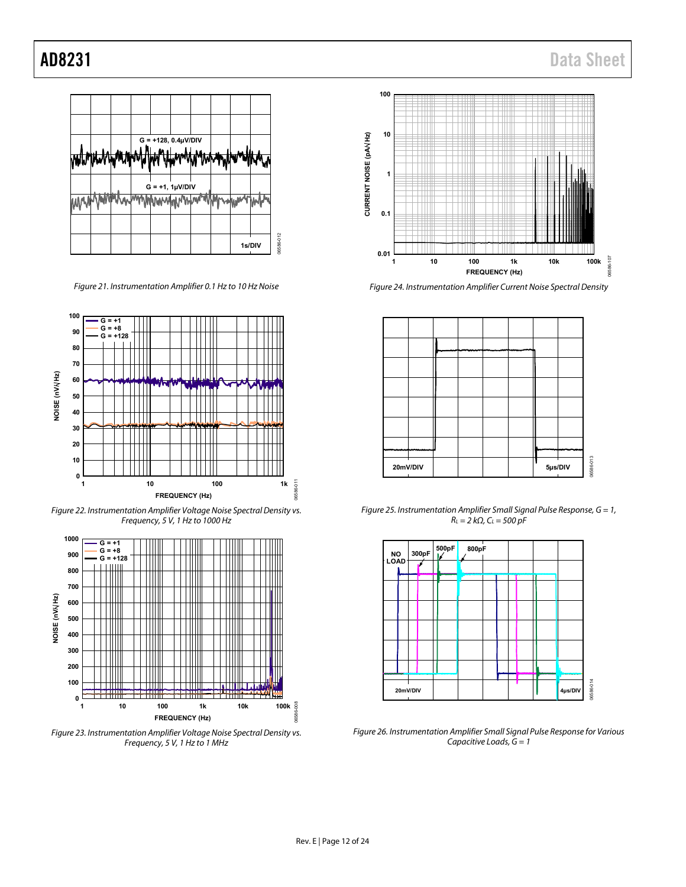Figure 21. Instrumentation Amplifier 0.1 Hz to 10 Hz Noise

Figure 22. Instrumentation Amplifier Voltage Noise Spectral Density vs. Frequency, 5 V, 1 Hz to 1000 Hz

Figure 23. Instrumentation Amplifier Voltage Noise Spectral Density vs. Frequency, 5 V, 1 Hz to 1 MHz

Figure 24. Instrumentation Amplifier Current Noise Spectral Density

Figure 25. Instrumentation Amplifier Small Signal Pulse Response, G = 1, $R_L$ = 2 kΩ, $C_L$ = 500 pF

Figure 26. Instrumentation Amplifier Small Signal Pulse Response for Various Capacitive Loads, G = 1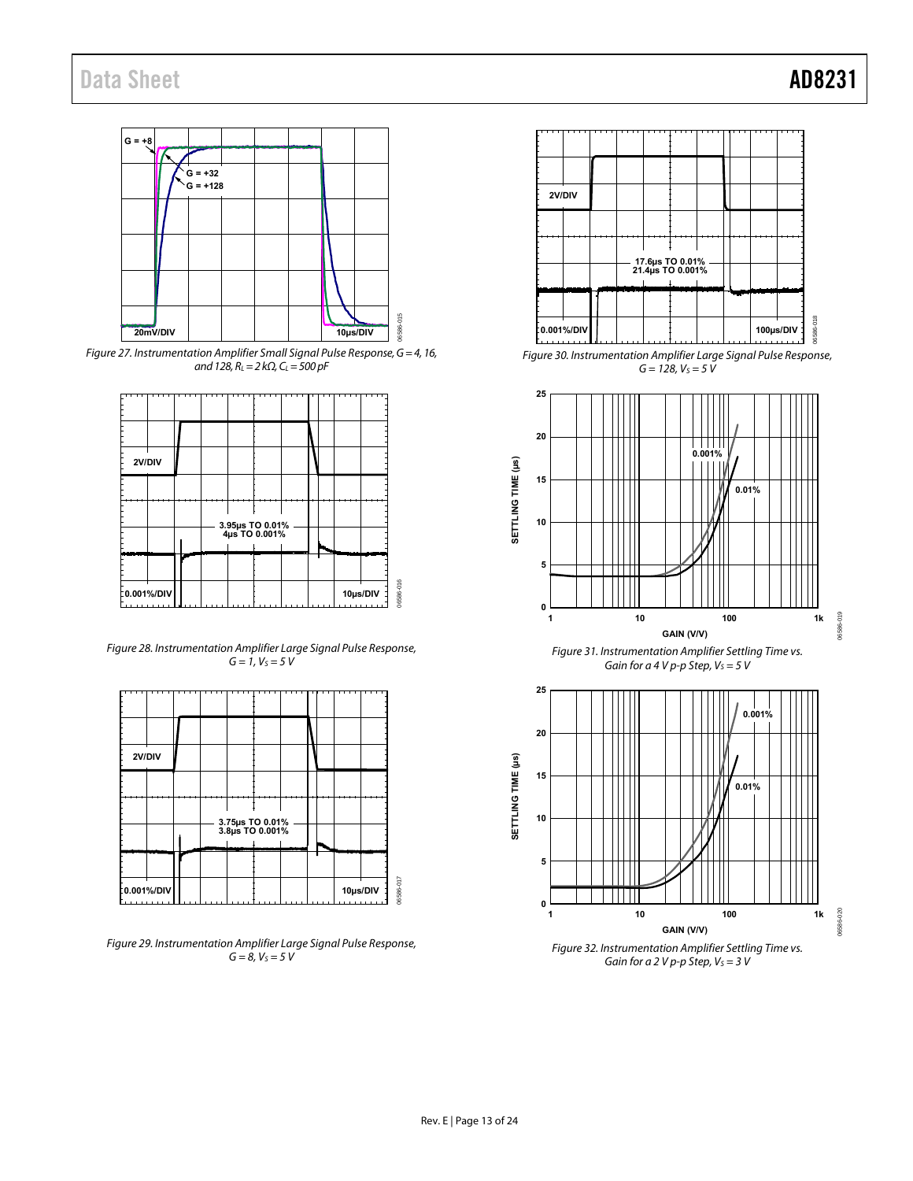Figure 27. Instrumentation Amplifier Small Signal Pulse Response, G = 4, 16, and 128, $R_L$ = 2 kΩ, $C_L$ = 500 pF

Figure 28. Instrumentation Amplifier Large Signal Pulse Response, G = 1, $V_S$ = 5 V

Figure 29. Instrumentation Amplifier Large Signal Pulse Response, G = 8, $V_S$ = 5 V

Figure 30. Instrumentation Amplifier Large Signal Pulse Response, G = 128, $V_S$ = 5 V

Figure 31. Instrumentation Amplifier Settling Time vs. Gain for a 4 V p-p Step, $V_S$ = 5 V

Figure 32. Instrumentation Amplifier Settling Time vs. Gain for a 2 V p-p Step, $V_S$ = 3 V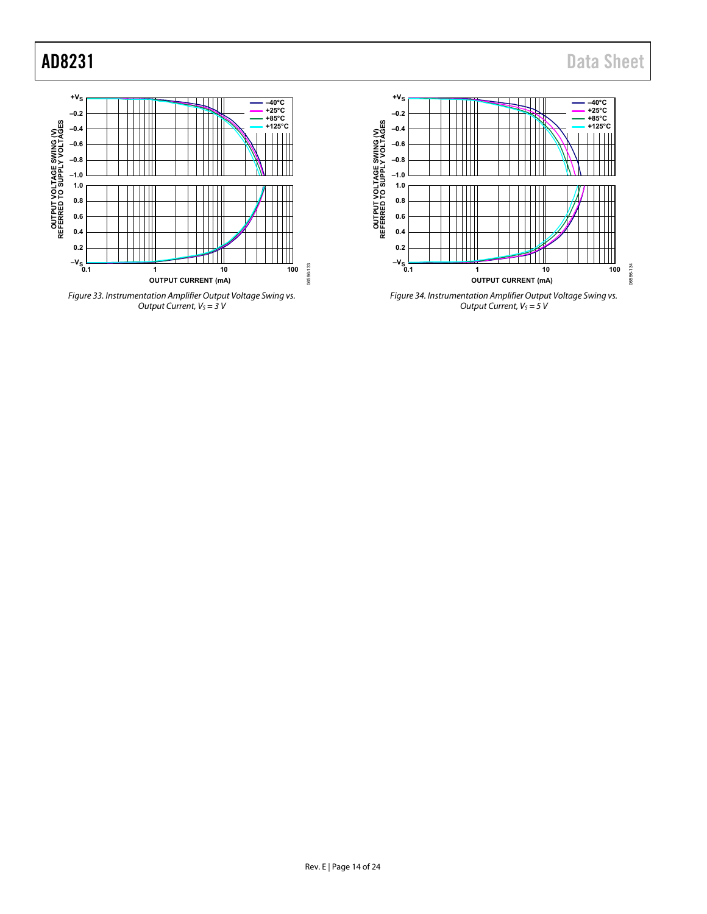Figure 33. Instrumentation Amplifier Output Voltage Swing vs. Output Current, $V_S = 3$ V

Figure 34. Instrumentation Amplifier Output Voltage Swing vs. Output Current, $V_S = 5$ V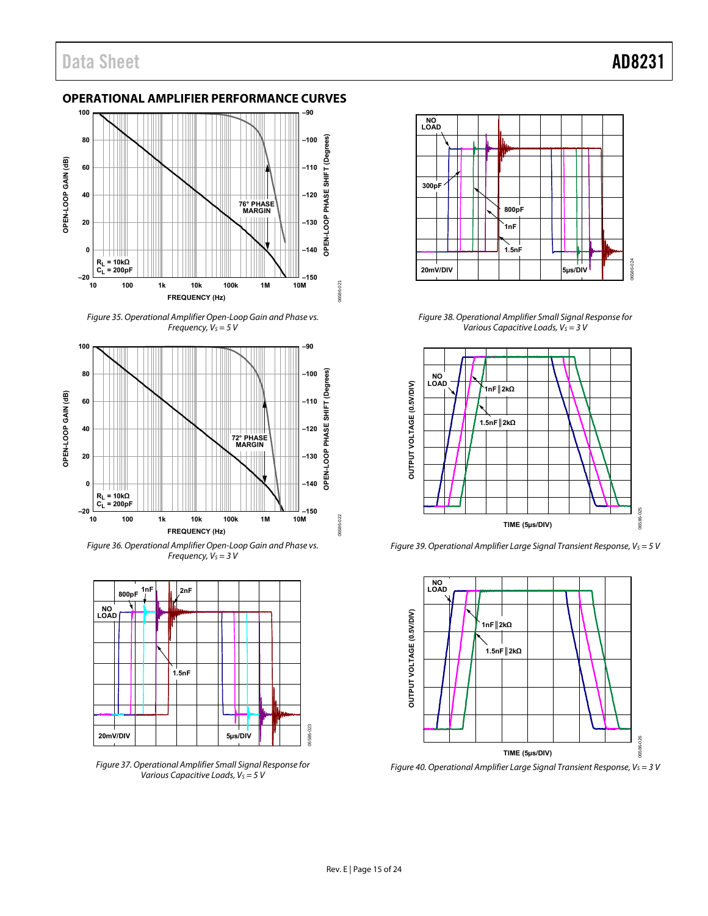## OPERATIONAL AMPLIFIER PERFORMANCE CURVES

Figure 35. Operational Amplifier Open-Loop Gain and Phase vs. Frequency, $V_S$ = 5 V

Figure 36. Operational Amplifier Open-Loop Gain and Phase vs. Frequency, $V_S$ = 3 V

Figure 37. Operational Amplifier Small Signal Response for Various Capacitive Loads, $V_S$ = 5 V

Figure 38. Operational Amplifier Small Signal Response for Various Capacitive Loads, $V_S$ = 3 V

Figure 39. Operational Amplifier Large Signal Transient Response, $V_S$ = 5 V

Figure 40. Operational Amplifier Large Signal Transient Response, $V_S$ = 3 V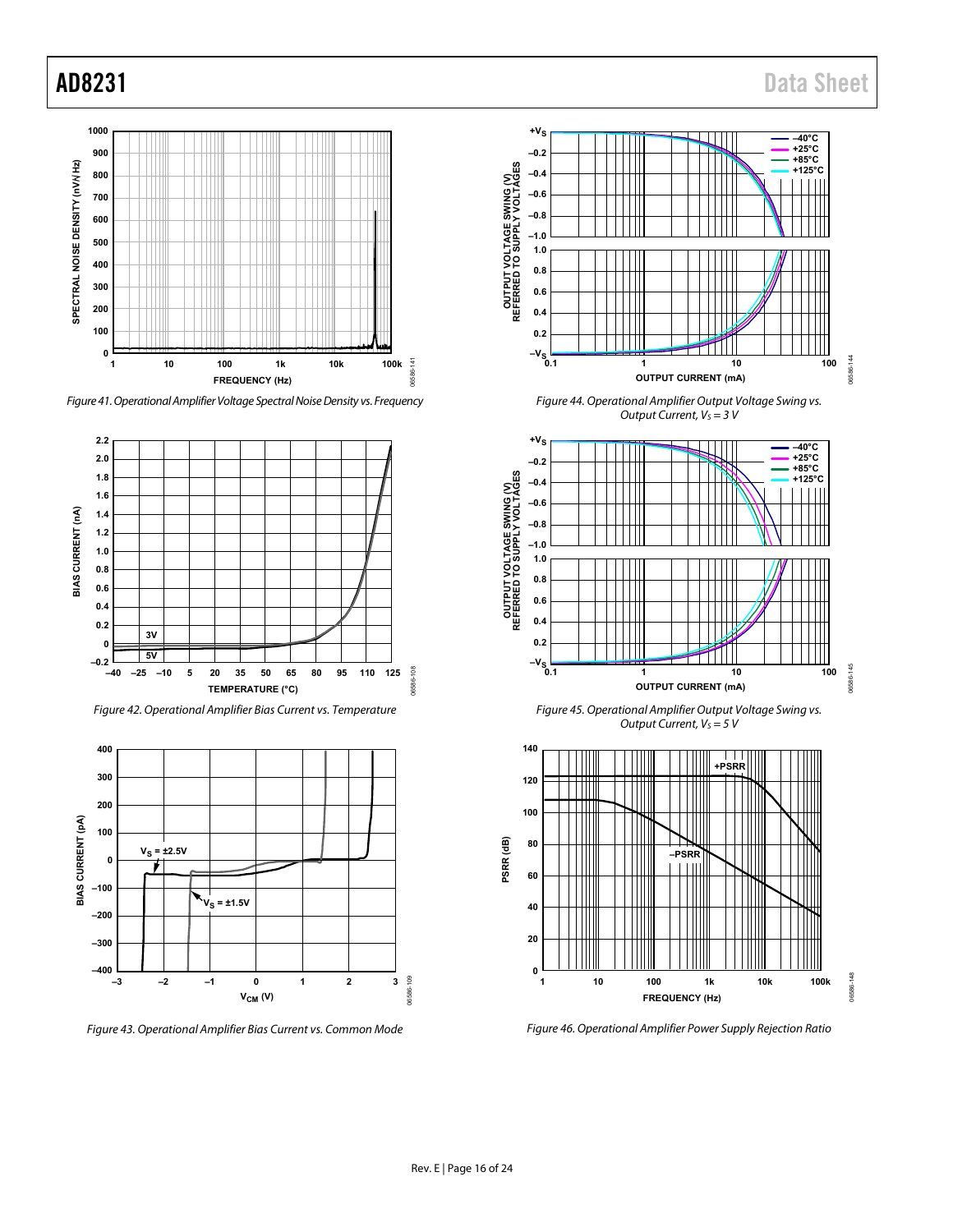Figure 41. Operational Amplifier Voltage Spectral Noise Density vs. Frequency

Figure 42. Operational Amplifier Bias Current vs. Temperature

Figure 43. Operational Amplifier Bias Current vs. Common Mode

Figure 44. Operational Amplifier Output Voltage Swing vs. Output Current, $V_S = 3$ V

Figure 45. Operational Amplifier Output Voltage Swing vs. Output Current, $V_S = 5$ V

Figure 46. Operational Amplifier Power Supply Rejection Ratio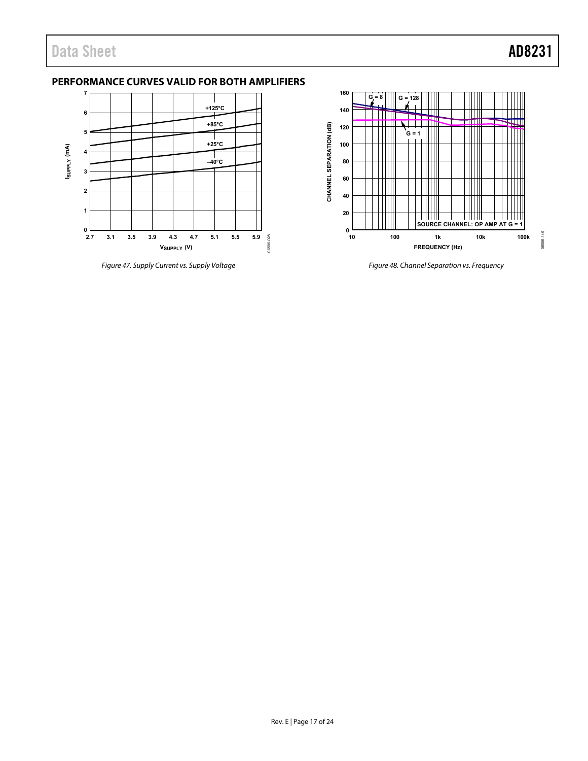## PERFORMANCE CURVES VALID FOR BOTH AMPLIFIERS

*Figure 47. Supply Current vs. Supply Voltage*

*Figure 48. Channel Separation vs. Frequency*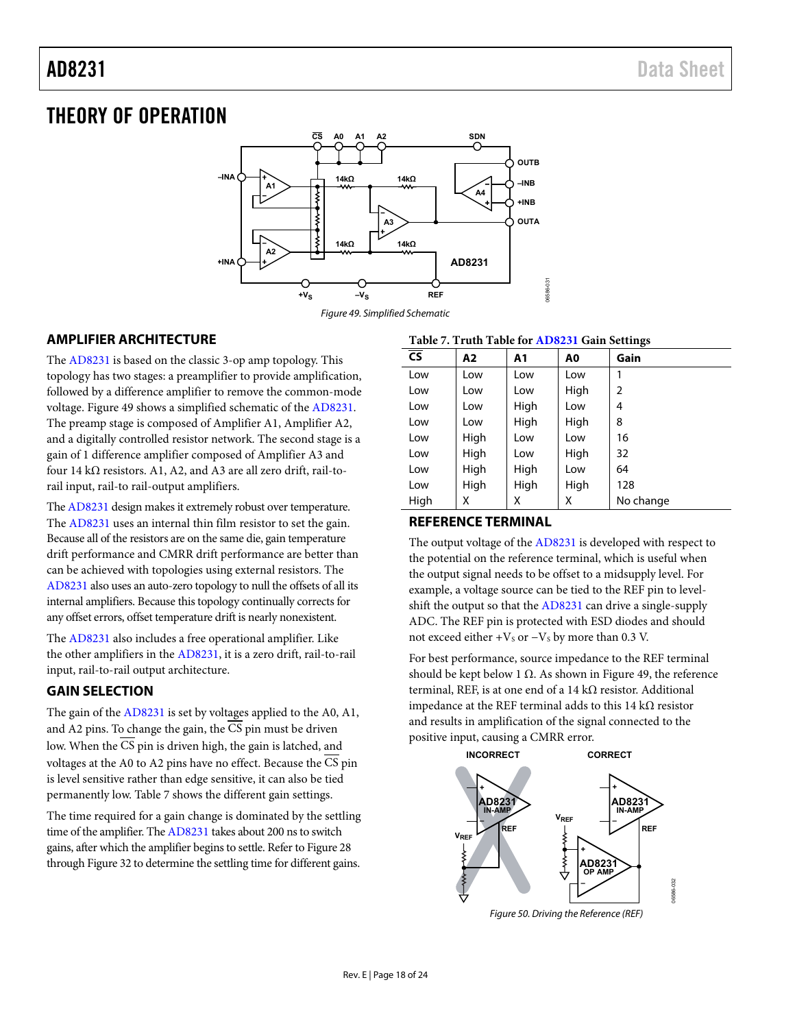# THEORY OF OPERATION

Figure 49. Simplified Schematic

## AMPLIFIER ARCHITECTURE

The AD8231 is based on the classic 3-op amp topology. This topology has two stages: a preamplifier to provide amplification, followed by a difference amplifier to remove the common-mode voltage. Figure 49 shows a simplified schematic of the AD8231. The preamp stage is composed of Amplifier A1, Amplifier A2, and a digitally controlled resistor network. The second stage is a gain of 1 difference amplifier composed of Amplifier A3 and four 14 kΩ resistors. A1, A2, and A3 are all zero drift, rail-to-rail input, rail-to-rail output amplifiers.

The AD8231 design makes it extremely robust over temperature. The AD8231 uses an internal thin film resistor to set the gain. Because all of the resistors are on the same die, gain temperature drift performance and CMRR drift performance are better than can be achieved with topologies using external resistors. The AD8231 also uses an auto-zero topology to null the offsets of all its internal amplifiers. Because this topology continually corrects for any offset errors, offset temperature drift is nearly nonexistent.

The AD8231 also includes a free operational amplifier. Like the other amplifiers in the AD8231, it is a zero drift, rail-to-rail input, rail-to-rail output architecture.

## GAIN SELECTION

The gain of the AD8231 is set by voltages applied to the A0, A1, and A2 pins. To change the gain, the $\overline{CS}$ pin must be driven low. When the $\overline{CS}$ pin is driven high, the gain is latched, and voltages at the A0 to A2 pins have no effect. Because the $\overline{CS}$ pin is level sensitive rather than edge sensitive, it can also be tied permanently low. Table 7 shows the different gain settings.

The time required for a gain change is dominated by the settling time of the amplifier. The AD8231 takes about 200 ns to switch gains, after which the amplifier begins to settle. Refer to Figure 28 through Figure 32 to determine the settling time for different gains.

**Table 7. Truth Table for AD8231 Gain Settings**

| $\overline{CS}$ | A2 | A1 | A0 | Gain |
|---|---|---|---|---|
| Low | Low | Low | Low | 1 |
| Low | Low | Low | High | 2 |
| Low | Low | High | Low | 4 |
| Low | Low | High | High | 8 |
| Low | High | Low | Low | 16 |
| Low | High | Low | High | 32 |
| Low | High | High | Low | 64 |
| Low | High | High | High | 128 |
| High | X | X | X | No change |

## REFERENCE TERMINAL

The output voltage of the AD8231 is developed with respect to the potential on the reference terminal, which is useful when the output signal needs to be offset to a midsupply level. For example, a voltage source can be tied to the REF pin to level-shift the output so that the AD8231 can drive a single-supply ADC. The REF pin is protected with ESD diodes and should not exceed either $+V_S$ or $-V_S$ by more than 0.3 V.

For best performance, source impedance to the REF terminal should be kept below 1 Ω. As shown in Figure 49, the reference terminal, REF, is at one end of a 14 kΩ resistor. Additional impedance at the REF terminal adds to this 14 kΩ resistor and results in amplification of the signal connected to the positive input, causing a CMRR error.

Figure 50. Driving the Reference (REF)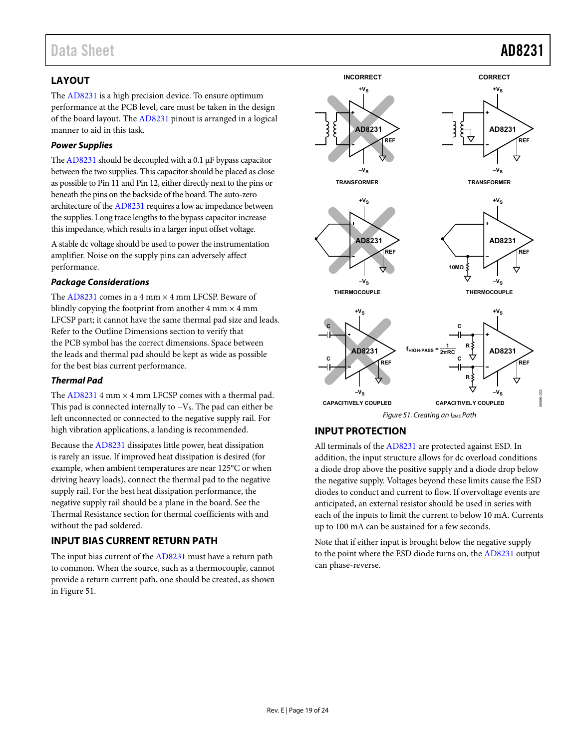## LAYOUT

The AD8231 is a high precision device. To ensure optimum performance at the PCB level, care must be taken in the design of the board layout. The AD8231 pinout is arranged in a logical manner to aid in this task.

### Power Supplies

The AD8231 should be decoupled with a 0.1 μF bypass capacitor between the two supplies. This capacitor should be placed as close as possible to Pin 11 and Pin 12, either directly next to the pins or beneath the pins on the backside of the board. The auto-zero architecture of the AD8231 requires a low ac impedance between the supplies. Long trace lengths to the bypass capacitor increase this impedance, which results in a larger input offset voltage.

A stable dc voltage should be used to power the instrumentation amplifier. Noise on the supply pins can adversely affect performance.

### Package Considerations

The AD8231 comes in a 4 mm × 4 mm LFCSP. Beware of blindly copying the footprint from another 4 mm × 4 mm LFCSP part; it cannot have the same thermal pad size and leads. Refer to the Outline Dimensions section to verify that the PCB symbol has the correct dimensions. Space between the leads and thermal pad should be kept as wide as possible for the best bias current performance.

### Thermal Pad

The AD8231 4 mm × 4 mm LFCSP comes with a thermal pad. This pad is connected internally to $-V_S$. The pad can either be left unconnected or connected to the negative supply rail. For high vibration applications, a landing is recommended.

Because the AD8231 dissipates little power, heat dissipation is rarely an issue. If improved heat dissipation is desired (for example, when ambient temperatures are near 125°C or when driving heavy loads), connect the thermal pad to the negative supply rail. For the best heat dissipation performance, the negative supply rail should be a plane in the board. See the Thermal Resistance section for thermal coefficients with and without the pad soldered.

## INPUT BIAS CURRENT RETURN PATH

The input bias current of the AD8231 must have a return path to common. When the source, such as a thermocouple, cannot provide a return current path, one should be created, as shown in Figure 51.

Figure 51. Creating an $I_{BIAS}$ Path

## INPUT PROTECTION

All terminals of the AD8231 are protected against ESD. In addition, the input structure allows for dc overload conditions a diode drop above the positive supply and a diode drop below the negative supply. Voltages beyond these limits cause the ESD diodes to conduct and current to flow. If overvoltage events are anticipated, an external resistor should be used in series with each of the inputs to limit the current to below 10 mA. Currents up to 100 mA can be sustained for a few seconds.

Note that if either input is brought below the negative supply to the point where the ESD diode turns on, the AD8231 output can phase-reverse.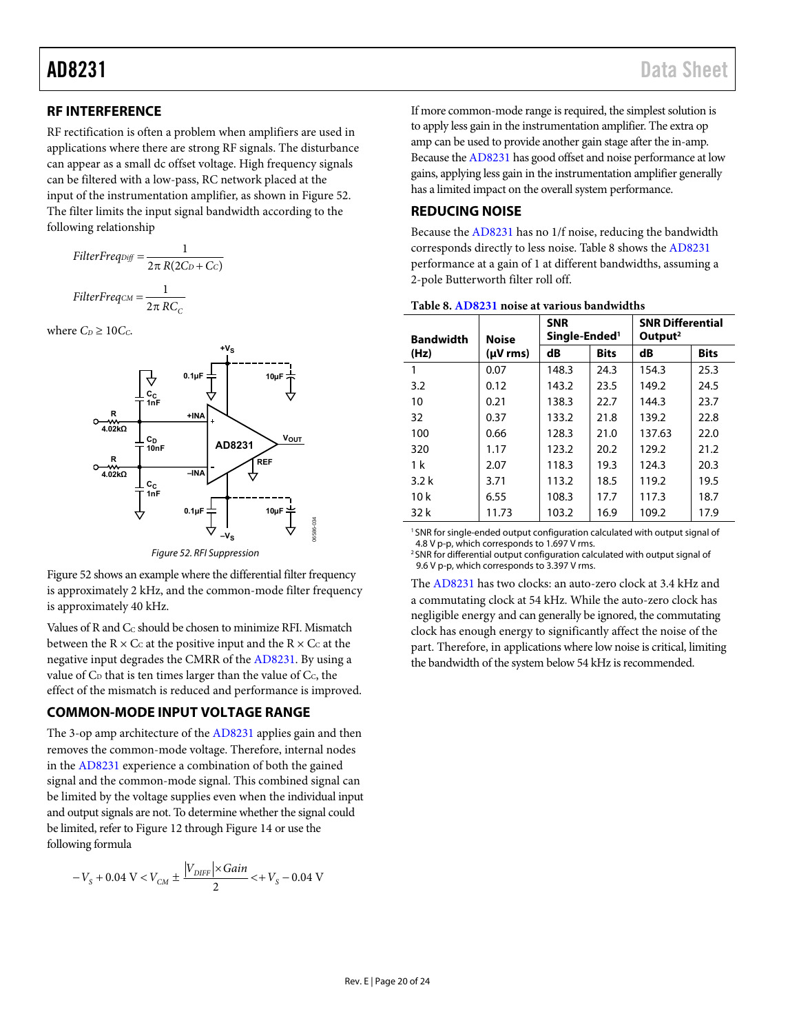## RF INTERFERENCE

RF rectification is often a problem when amplifiers are used in applications where there are strong RF signals. The disturbance can appear as a small dc offset voltage. High frequency signals can be filtered with a low-pass, RC network placed at the input of the instrumentation amplifier, as shown in Figure 52. The filter limits the input signal bandwidth according to the following relationship

$$FilterFreq_{Diff} = \frac{1}{2\pi R(2C_D + C_C)}$$

$$FilterFreq_{CM} = \frac{1}{2\pi RC_C}$$

where $C_D \geq 10C_C$.

Figure 52. RFI Suppression

Figure 52 shows an example where the differential filter frequency is approximately 2 kHz, and the common-mode filter frequency is approximately 40 kHz.

Values of R and $C_C$ should be chosen to minimize RFI. Mismatch between the R × $C_C$ at the positive input and the R × $C_C$ at the negative input degrades the CMRR of the AD8231. By using a value of $C_D$ that is ten times larger than the value of $C_C$, the effect of the mismatch is reduced and performance is improved.

## COMMON-MODE INPUT VOLTAGE RANGE

The 3-op amp architecture of the AD8231 applies gain and then removes the common-mode voltage. Therefore, internal nodes in the AD8231 experience a combination of both the gained signal and the common-mode signal. This combined signal can be limited by the voltage supplies even when the individual input and output signals are not. To determine whether the signal could be limited, refer to Figure 12 through Figure 14 or use the following formula

$$-V_S + 0.04\text{ V} < V_{CM} \pm \frac{|V_{DIFF}| \times Gain}{2} < +V_S - 0.04\text{ V}$$

If more common-mode range is required, the simplest solution is to apply less gain in the instrumentation amplifier. The extra op amp can be used to provide another gain stage after the in-amp. Because the AD8231 has good offset and noise performance at low gains, applying less gain in the instrumentation amplifier generally has a limited impact on the overall system performance.

## REDUCING NOISE

Because the AD8231 has no 1/f noise, reducing the bandwidth corresponds directly to less noise. Table 8 shows the AD8231 performance at a gain of 1 at different bandwidths, assuming a 2-pole Butterworth filter roll off.

**Table 8. AD8231 noise at various bandwidths**

| Bandwidth (Hz) | Noise (µV rms) | SNR Single-Ended[1] | | SNR Differential Output[2] | |
|---|---|---|---|---|---|
| | | dB | Bits | dB | Bits |
| 1 | 0.07 | 148.3 | 24.3 | 154.3 | 25.3 |
| 3.2 | 0.12 | 143.2 | 23.5 | 149.2 | 24.5 |
| 10 | 0.21 | 138.3 | 22.7 | 144.3 | 23.7 |
| 32 | 0.37 | 133.2 | 21.8 | 139.2 | 22.8 |
| 100 | 0.66 | 128.3 | 21.0 | 137.63 | 22.0 |
| 320 | 1.17 | 123.2 | 20.2 | 129.2 | 21.2 |
| 1 k | 2.07 | 118.3 | 19.3 | 124.3 | 20.3 |
| 3.2 k | 3.71 | 113.2 | 18.5 | 119.2 | 19.5 |
| 10 k | 6.55 | 108.3 | 17.7 | 117.3 | 18.7 |
| 32 k | 11.73 | 103.2 | 16.9 | 109.2 | 17.9 |

[1] SNR for single-ended output configuration calculated with output signal of 4.8 V p-p, which corresponds to 1.697 V rms.
[2] SNR for differential output configuration calculated with output signal of 9.6 V p-p, which corresponds to 3.397 V rms.

The AD8231 has two clocks: an auto-zero clock at 3.4 kHz and a commutating clock at 54 kHz. While the auto-zero clock has negligible energy and can generally be ignored, the commutating clock has enough energy to significantly affect the noise of the part. Therefore, in applications where low noise is critical, limiting the bandwidth of the system below 54 kHz is recommended.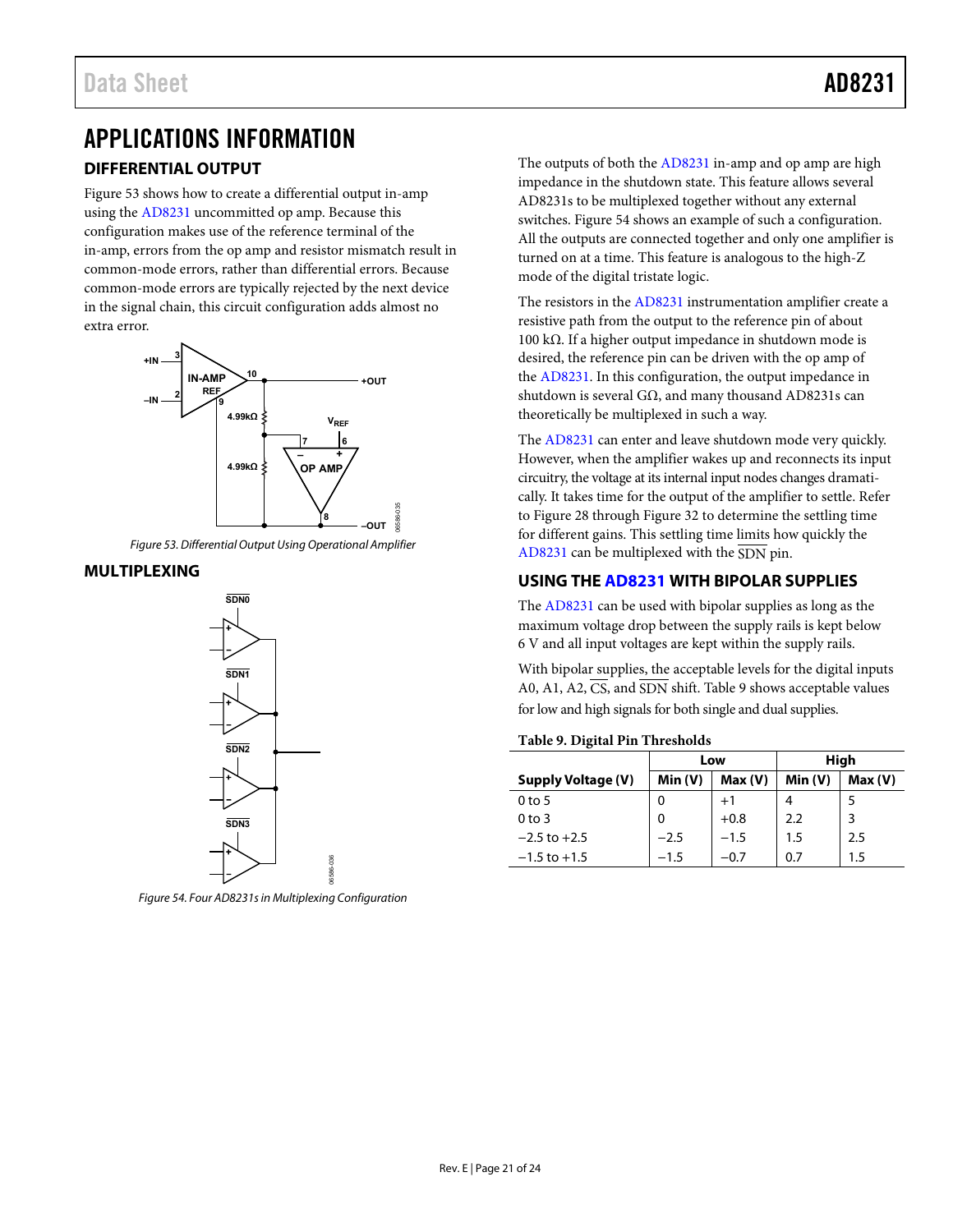# APPLICATIONS INFORMATION

## DIFFERENTIAL OUTPUT

Figure 53 shows how to create a differential output in-amp using the AD8231 uncommitted op amp. Because this configuration makes use of the reference terminal of the in-amp, errors from the op amp and resistor mismatch result in common-mode errors, rather than differential errors. Because common-mode errors are typically rejected by the next device in the signal chain, this circuit configuration adds almost no extra error.

Figure 53. Differential Output Using Operational Amplifier

## MULTIPLEXING

Figure 54. Four AD8231s in Multiplexing Configuration

The outputs of both the AD8231 in-amp and op amp are high impedance in the shutdown state. This feature allows several AD8231s to be multiplexed together without any external switches. Figure 54 shows an example of such a configuration. All the outputs are connected together and only one amplifier is turned on at a time. This feature is analogous to the high-Z mode of the digital tristate logic.

The resistors in the AD8231 instrumentation amplifier create a resistive path from the output to the reference pin of about 100 kΩ. If a higher output impedance in shutdown mode is desired, the reference pin can be driven with the op amp of the AD8231. In this configuration, the output impedance in shutdown is several GΩ, and many thousand AD8231s can theoretically be multiplexed in such a way.

The AD8231 can enter and leave shutdown mode very quickly. However, when the amplifier wakes up and reconnects its input circuitry, the voltage at its internal input nodes changes dramatically. It takes time for the output of the amplifier to settle. Refer to Figure 28 through Figure 32 to determine the settling time for different gains. This settling time limits how quickly the AD8231 can be multiplexed with the $\overline{\text{SDN}}$ pin.

## USING THE AD8231 WITH BIPOLAR SUPPLIES

The AD8231 can be used with bipolar supplies as long as the maximum voltage drop between the supply rails is kept below 6 V and all input voltages are kept within the supply rails.

With bipolar supplies, the acceptable levels for the digital inputs A0, A1, A2, $\overline{\text{CS}}$, and $\overline{\text{SDN}}$ shift. Table 9 shows acceptable values for low and high signals for both single and dual supplies.

**Table 9. Digital Pin Thresholds**

| | Low | | High | |
|---|---|---|---|---|
| **Supply Voltage (V)** | **Min (V)** | **Max (V)** | **Min (V)** | **Max (V)** |
| 0 to 5 | 0 | +1 | 4 | 5 |
| 0 to 3 | 0 | +0.8 | 2.2 | 3 |
| −2.5 to +2.5 | −2.5 | −1.5 | 1.5 | 2.5 |
| −1.5 to +1.5 | −1.5 | −0.7 | 0.7 | 1.5 |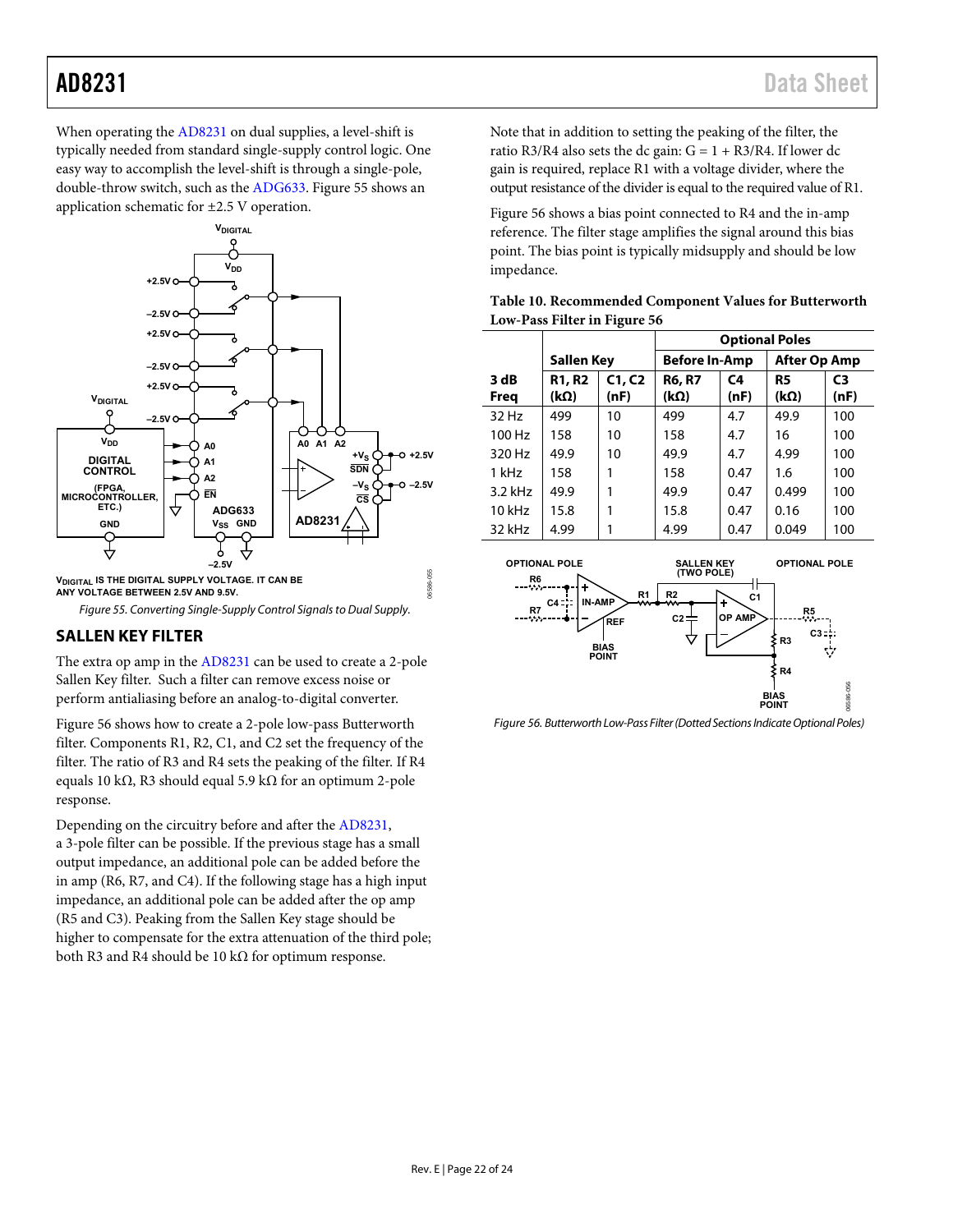When operating the AD8231 on dual supplies, a level-shift is typically needed from standard single-supply control logic. One easy way to accomplish the level-shift is through a single-pole, double-throw switch, such as the ADG633. Figure 55 shows an application schematic for ±2.5 V operation.

$V_{DIGITAL}$ IS THE DIGITAL SUPPLY VOLTAGE. IT CAN BE ANY VOLTAGE BETWEEN 2.5V AND 9.5V.

*Figure 55. Converting Single-Supply Control Signals to Dual Supply.*

## SALLEN KEY FILTER

The extra op amp in the AD8231 can be used to create a 2-pole Sallen Key filter. Such a filter can remove excess noise or perform antialiasing before an analog-to-digital converter.

Figure 56 shows how to create a 2-pole low-pass Butterworth filter. Components R1, R2, C1, and C2 set the frequency of the filter. The ratio of R3 and R4 sets the peaking of the filter. If R4 equals 10 kΩ, R3 should equal 5.9 kΩ for an optimum 2-pole response.

Depending on the circuitry before and after the AD8231, a 3-pole filter can be possible. If the previous stage has a small output impedance, an additional pole can be added before the in amp (R6, R7, and C4). If the following stage has a high input impedance, an additional pole can be added after the op amp (R5 and C3). Peaking from the Sallen Key stage should be higher to compensate for the extra attenuation of the third pole; both R3 and R4 should be 10 kΩ for optimum response.

Note that in addition to setting the peaking of the filter, the ratio R3/R4 also sets the dc gain: G = 1 + R3/R4. If lower dc gain is required, replace R1 with a voltage divider, where the output resistance of the divider is equal to the required value of R1.

Figure 56 shows a bias point connected to R4 and the in-amp reference. The filter stage amplifies the signal around this bias point. The bias point is typically midsupply and should be low impedance.

**Table 10. Recommended Component Values for Butterworth Low-Pass Filter in Figure 56**

| | | | Optional Poles | | | |
|---|---|---|---|---|---|---|
| | Sallen Key | | Before In-Amp | | After Op Amp | |
| 3 dB Freq | R1, R2 (kΩ) | C1, C2 (nF) | R6, R7 (kΩ) | C4 (nF) | R5 (kΩ) | C3 (nF) |
| 32 Hz | 499 | 10 | 499 | 4.7 | 49.9 | 100 |
| 100 Hz | 158 | 10 | 158 | 4.7 | 16 | 100 |
| 320 Hz | 49.9 | 10 | 49.9 | 4.7 | 4.99 | 100 |
| 1 kHz | 158 | 1 | 158 | 0.47 | 1.6 | 100 |
| 3.2 kHz | 49.9 | 1 | 49.9 | 0.47 | 0.499 | 100 |
| 10 kHz | 15.8 | 1 | 15.8 | 0.47 | 0.16 | 100 |
| 32 kHz | 4.99 | 1 | 4.99 | 0.47 | 0.049 | 100 |

*Figure 56. Butterworth Low-Pass Filter (Dotted Sections Indicate Optional Poles)*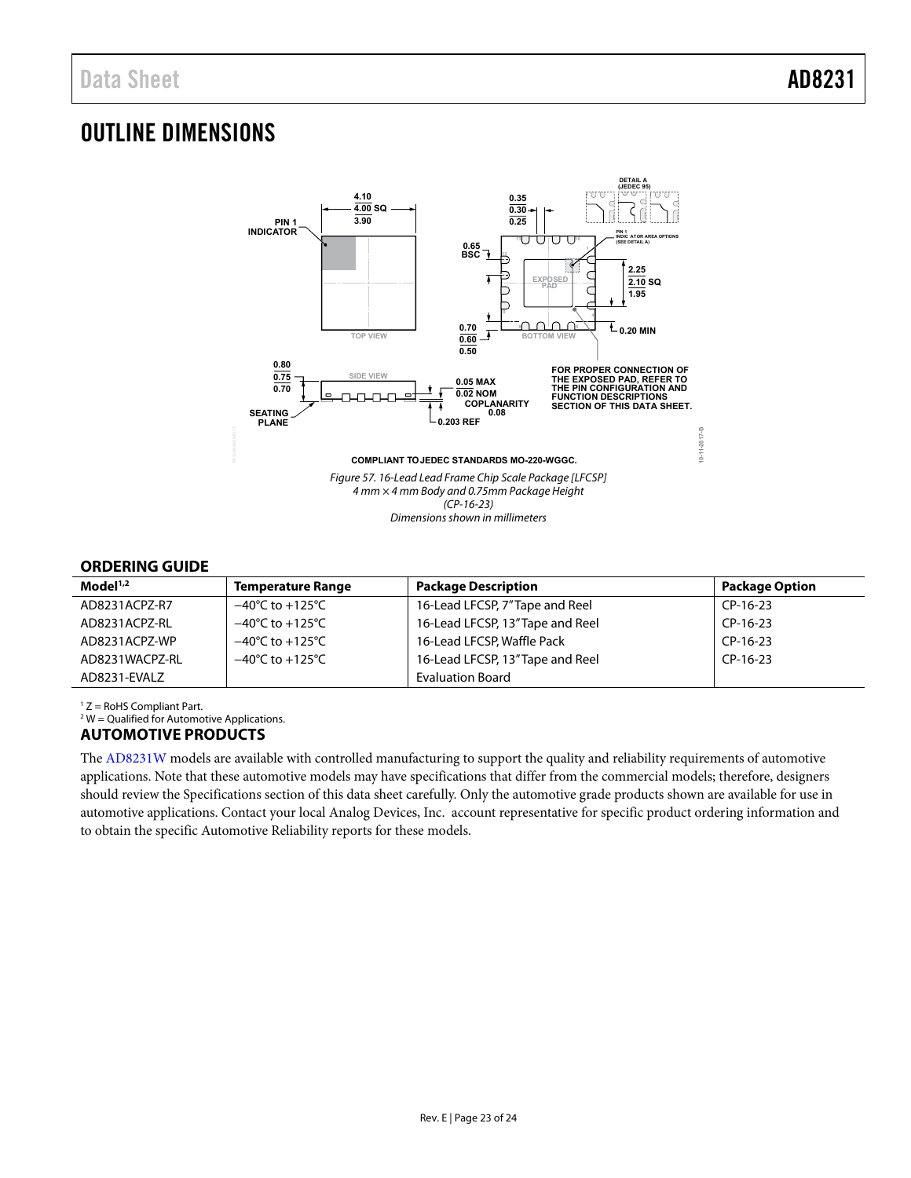# OUTLINE DIMENSIONS

COMPLIANT TO JEDEC STANDARDS MO-220-WGGC.

*Figure 57. 16-Lead Lead Frame Chip Scale Package [LFCSP]*
*4 mm × 4 mm Body and 0.75mm Package Height*
*(CP-16-23)*
*Dimensions shown in millimeters*

## ORDERING GUIDE

| Model[1,2] | Temperature Range | Package Description | Package Option |
|---|---|---|---|
| AD8231ACPZ-R7 | −40°C to +125°C | 16-Lead LFCSP, 7" Tape and Reel | CP-16-23 |
| AD8231ACPZ-RL | −40°C to +125°C | 16-Lead LFCSP, 13" Tape and Reel | CP-16-23 |
| AD8231ACPZ-WP | −40°C to +125°C | 16-Lead LFCSP, Waffle Pack | CP-16-23 |
| AD8231WACPZ-RL | −40°C to +125°C | 16-Lead LFCSP, 13" Tape and Reel | CP-16-23 |
| AD8231-EVALZ | | Evaluation Board | |

[1] Z = RoHS Compliant Part.
[2] W = Qualified for Automotive Applications.

## AUTOMOTIVE PRODUCTS

The AD8231W models are available with controlled manufacturing to support the quality and reliability requirements of automotive applications. Note that these automotive models may have specifications that differ from the commercial models; therefore, designers should review the Specifications section of this data sheet carefully. Only the automotive grade products shown are available for use in automotive applications. Contact your local Analog Devices, Inc. account representative for specific product ordering information and to obtain the specific Automotive Reliability reports for these models.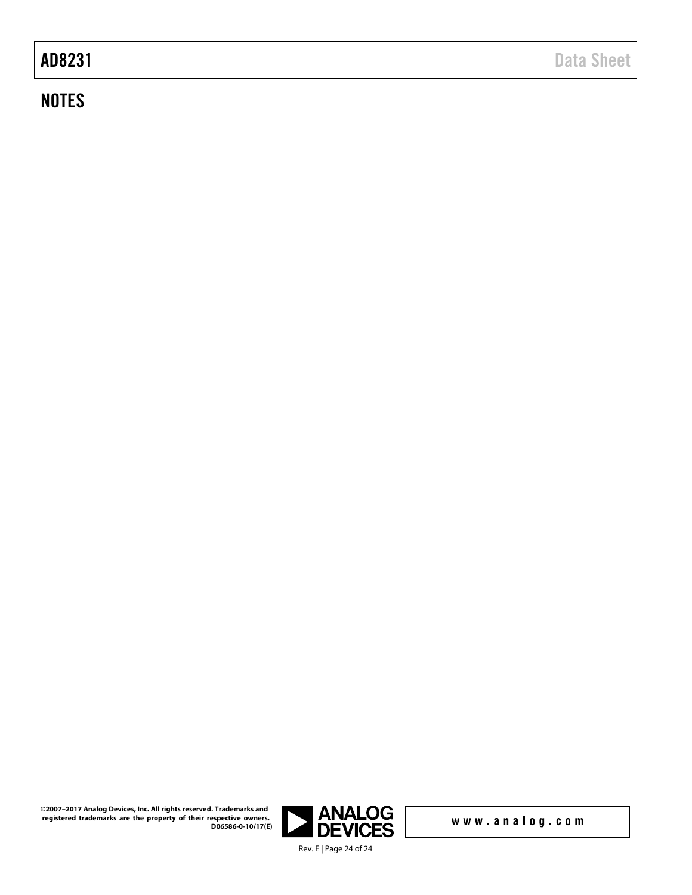## NOTES

©2007–2017 Analog Devices, Inc. All rights reserved. Trademarks and registered trademarks are the property of their respective owners.
D06586-0-10/17(E)

www.analog.com